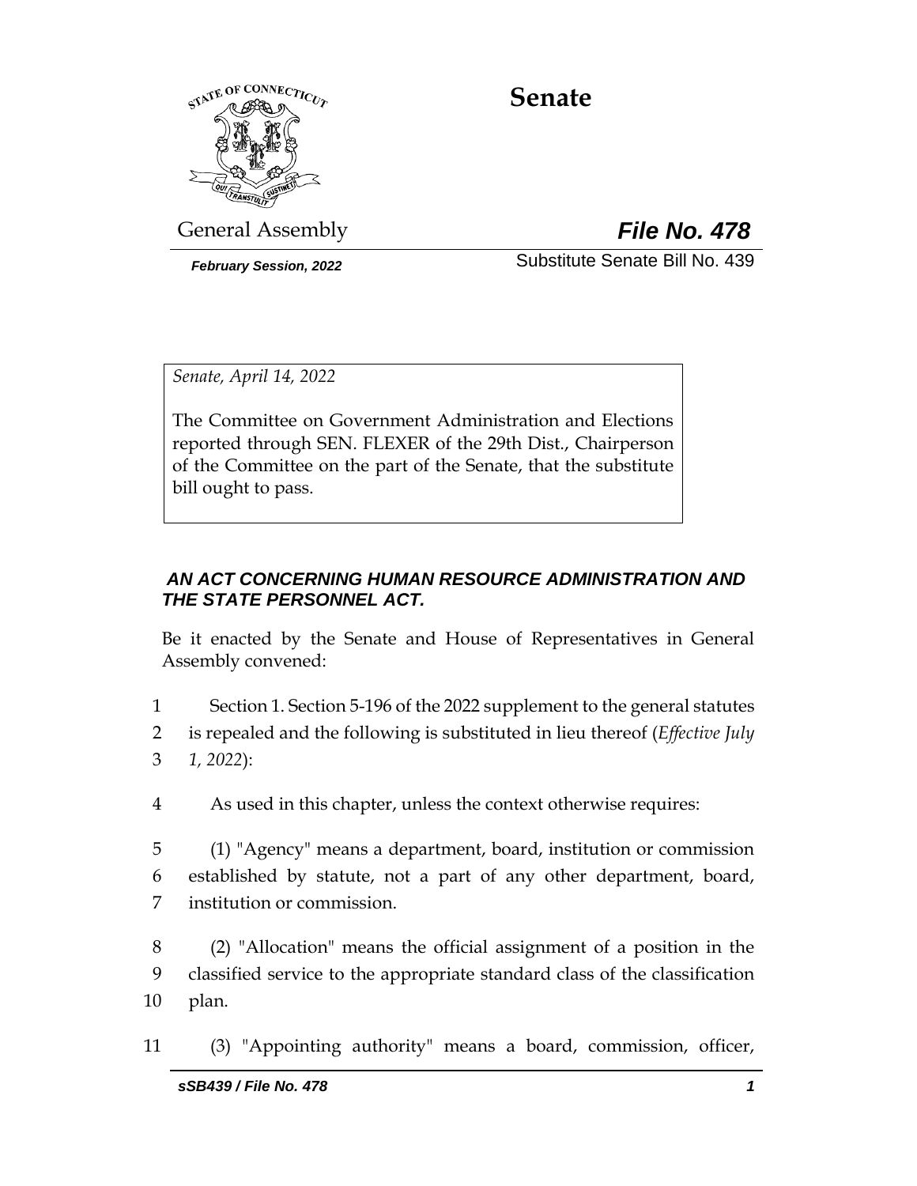# Senate

General Assembly

***File No. 478***

***February Session, 2022***

Substitute Senate Bill No. 439

*Senate, April 14, 2022*

The Committee on Government Administration and Elections reported through SEN. FLEXER of the 29th Dist., Chairperson of the Committee on the part of the Senate, that the substitute bill ought to pass.

***AN ACT CONCERNING HUMAN RESOURCE ADMINISTRATION AND THE STATE PERSONNEL ACT.***

Be it enacted by the Senate and House of Representatives in General Assembly convened:

1 Section 1. Section 5-196 of the 2022 supplement to the general statutes
2 is repealed and the following is substituted in lieu thereof (*Effective July*
3 *1, 2022*):

4 As used in this chapter, unless the context otherwise requires:

5 (1) "Agency" means a department, board, institution or commission
6 established by statute, not a part of any other department, board,
7 institution or commission.

8 (2) "Allocation" means the official assignment of a position in the
9 classified service to the appropriate standard class of the classification
10 plan.

11 (3) "Appointing authority" means a board, commission, officer,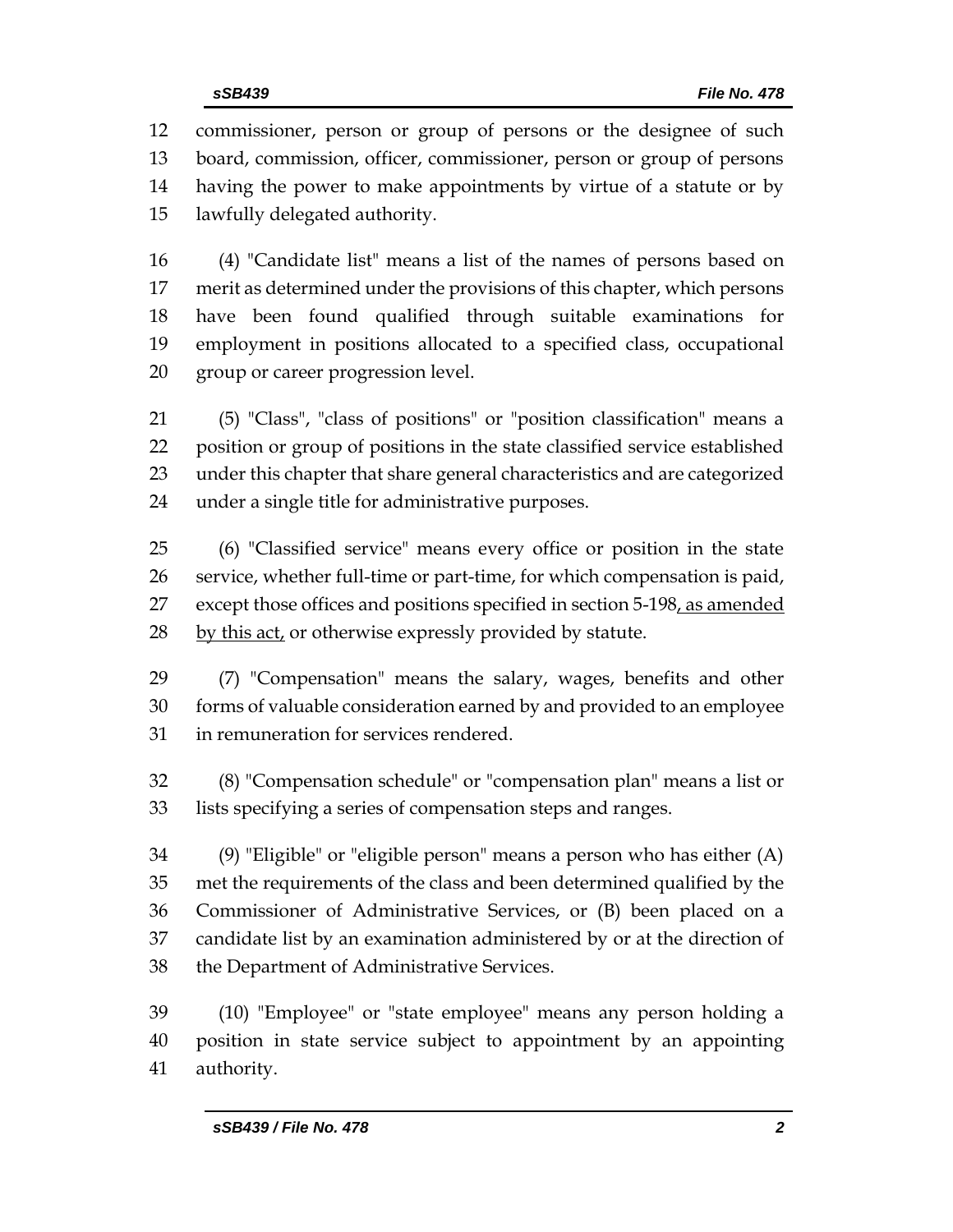commissioner, person or group of persons or the designee of such board, commission, officer, commissioner, person or group of persons having the power to make appointments by virtue of a statute or by lawfully delegated authority.

(4) "Candidate list" means a list of the names of persons based on merit as determined under the provisions of this chapter, which persons have been found qualified through suitable examinations for employment in positions allocated to a specified class, occupational group or career progression level.

(5) "Class", "class of positions" or "position classification" means a position or group of positions in the state classified service established under this chapter that share general characteristics and are categorized under a single title for administrative purposes.

(6) "Classified service" means every office or position in the state service, whether full-time or part-time, for which compensation is paid, except those offices and positions specified in section 5-198<u>, as amended by this act,</u> or otherwise expressly provided by statute.

(7) "Compensation" means the salary, wages, benefits and other forms of valuable consideration earned by and provided to an employee in remuneration for services rendered.

(8) "Compensation schedule" or "compensation plan" means a list or lists specifying a series of compensation steps and ranges.

(9) "Eligible" or "eligible person" means a person who has either (A) met the requirements of the class and been determined qualified by the Commissioner of Administrative Services, or (B) been placed on a candidate list by an examination administered by or at the direction of the Department of Administrative Services.

(10) "Employee" or "state employee" means any person holding a position in state service subject to appointment by an appointing authority.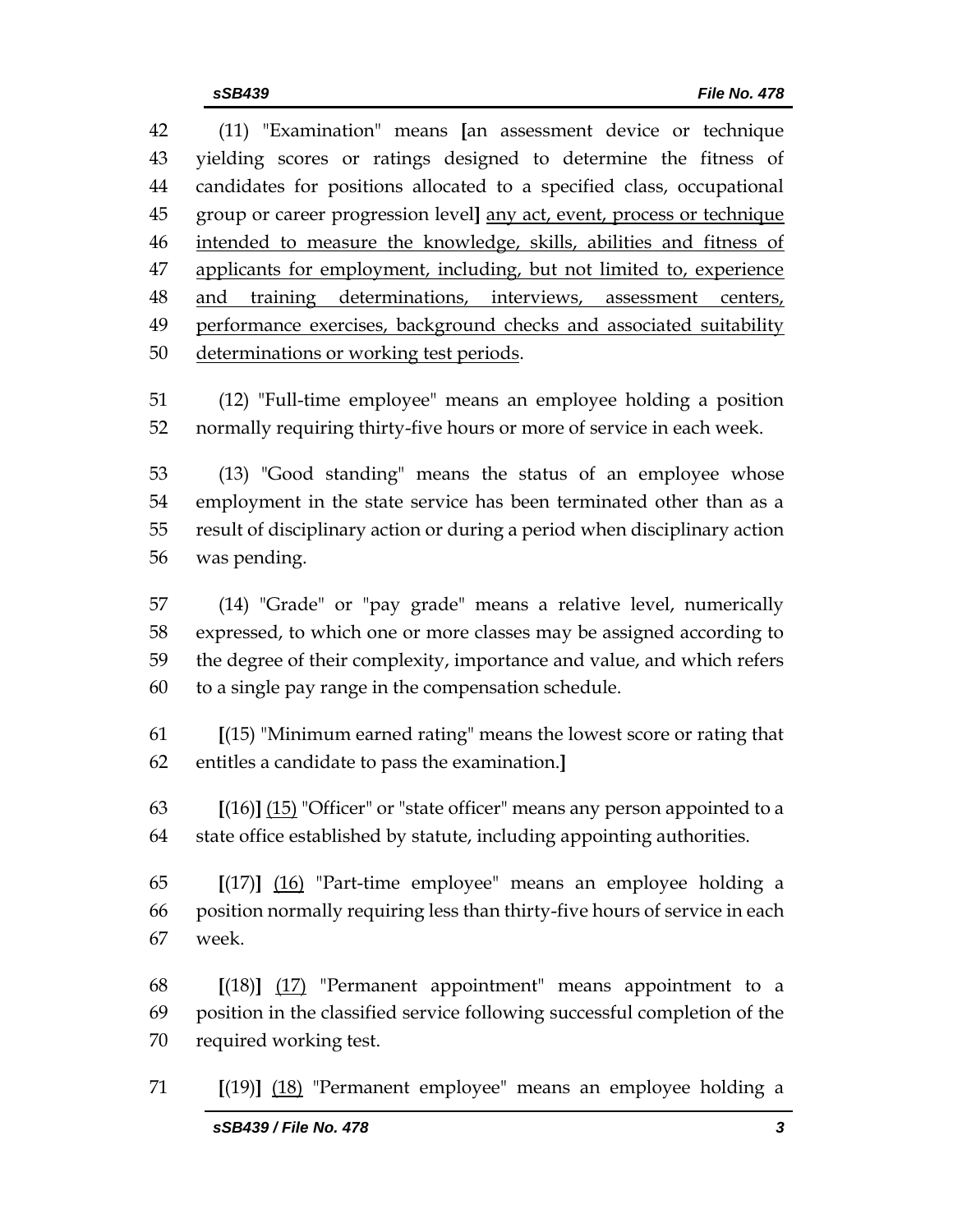(11) "Examination" means [an assessment device or technique yielding scores or ratings designed to determine the fitness of candidates for positions allocated to a specified class, occupational group or career progression level] <u>any act, event, process or technique intended to measure the knowledge, skills, abilities and fitness of applicants for employment, including, but not limited to, experience and training determinations, interviews, assessment centers, performance exercises, background checks and associated suitability determinations or working test periods</u>.

(12) "Full-time employee" means an employee holding a position normally requiring thirty-five hours or more of service in each week.

(13) "Good standing" means the status of an employee whose employment in the state service has been terminated other than as a result of disciplinary action or during a period when disciplinary action was pending.

(14) "Grade" or "pay grade" means a relative level, numerically expressed, to which one or more classes may be assigned according to the degree of their complexity, importance and value, and which refers to a single pay range in the compensation schedule.

**[**(15) "Minimum earned rating" means the lowest score or rating that entitles a candidate to pass the examination.**]**

**[**(16)**]** <u>(15)</u> "Officer" or "state officer" means any person appointed to a state office established by statute, including appointing authorities.

**[**(17)**]** <u>(16)</u> "Part-time employee" means an employee holding a position normally requiring less than thirty-five hours of service in each week.

**[**(18)**]** <u>(17)</u> "Permanent appointment" means appointment to a position in the classified service following successful completion of the required working test.

**[**(19)**]** <u>(18)</u> "Permanent employee" means an employee holding a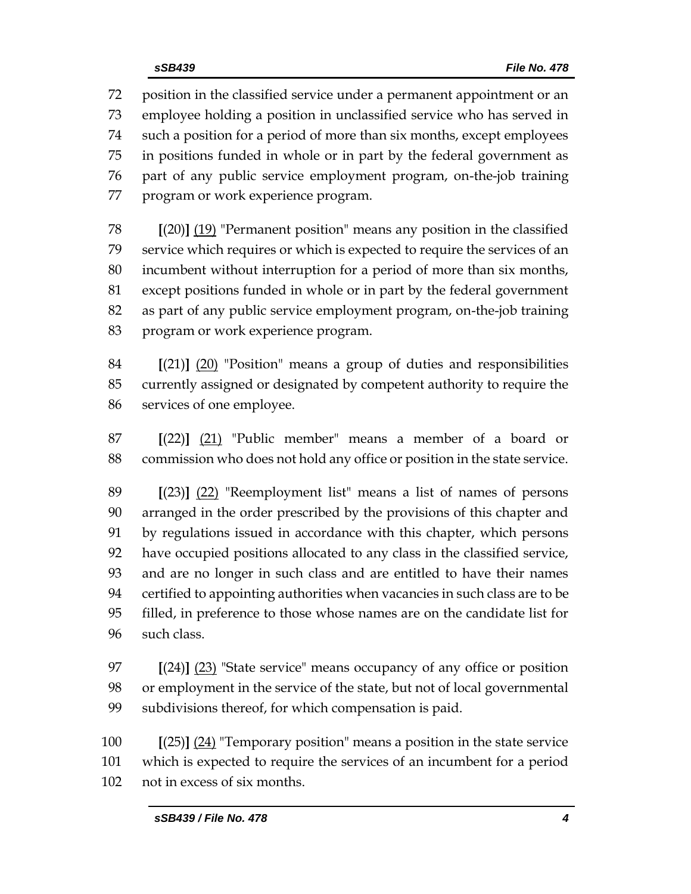position in the classified service under a permanent appointment or an employee holding a position in unclassified service who has served in such a position for a period of more than six months, except employees in positions funded in whole or in part by the federal government as part of any public service employment program, on-the-job training program or work experience program.

**[**(20)**]** <u>(19)</u> "Permanent position" means any position in the classified service which requires or which is expected to require the services of an incumbent without interruption for a period of more than six months, except positions funded in whole or in part by the federal government as part of any public service employment program, on-the-job training program or work experience program.

**[**(21)**]** <u>(20)</u> "Position" means a group of duties and responsibilities currently assigned or designated by competent authority to require the services of one employee.

**[**(22)**]** <u>(21)</u> "Public member" means a member of a board or commission who does not hold any office or position in the state service.

**[**(23)**]** <u>(22)</u> "Reemployment list" means a list of names of persons arranged in the order prescribed by the provisions of this chapter and by regulations issued in accordance with this chapter, which persons have occupied positions allocated to any class in the classified service, and are no longer in such class and are entitled to have their names certified to appointing authorities when vacancies in such class are to be filled, in preference to those whose names are on the candidate list for such class.

**[**(24)**]** <u>(23)</u> "State service" means occupancy of any office or position or employment in the service of the state, but not of local governmental subdivisions thereof, for which compensation is paid.

**[**(25)**]** <u>(24)</u> "Temporary position" means a position in the state service which is expected to require the services of an incumbent for a period not in excess of six months.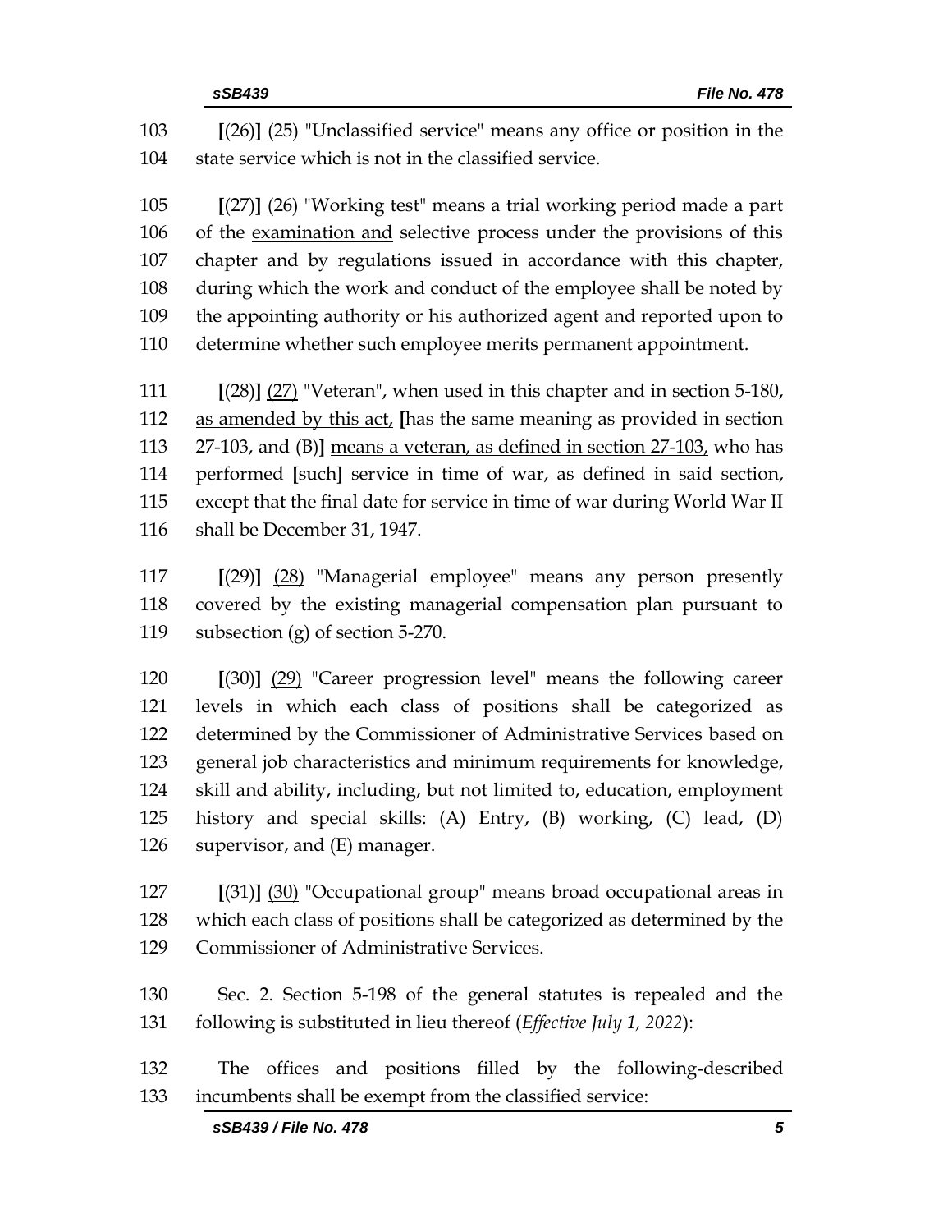[(26)] <u>(25)</u> "Unclassified service" means any office or position in the state service which is not in the classified service.

[(27)] <u>(26)</u> "Working test" means a trial working period made a part of the <u>examination and</u> selective process under the provisions of this chapter and by regulations issued in accordance with this chapter, during which the work and conduct of the employee shall be noted by the appointing authority or his authorized agent and reported upon to determine whether such employee merits permanent appointment.

[(28)] <u>(27)</u> "Veteran", when used in this chapter and in section 5-180, <u>as amended by this act,</u> [has the same meaning as provided in section 27-103, and (B)] <u>means a veteran, as defined in section 27-103,</u> who has performed [such] service in time of war, as defined in said section, except that the final date for service in time of war during World War II shall be December 31, 1947.

[(29)] <u>(28)</u> "Managerial employee" means any person presently covered by the existing managerial compensation plan pursuant to subsection (g) of section 5-270.

[(30)] <u>(29)</u> "Career progression level" means the following career levels in which each class of positions shall be categorized as determined by the Commissioner of Administrative Services based on general job characteristics and minimum requirements for knowledge, skill and ability, including, but not limited to, education, employment history and special skills: (A) Entry, (B) working, (C) lead, (D) supervisor, and (E) manager.

[(31)] <u>(30)</u> "Occupational group" means broad occupational areas in which each class of positions shall be categorized as determined by the Commissioner of Administrative Services.

Sec. 2. Section 5-198 of the general statutes is repealed and the following is substituted in lieu thereof (*Effective July 1, 2022*):

The offices and positions filled by the following-described incumbents shall be exempt from the classified service: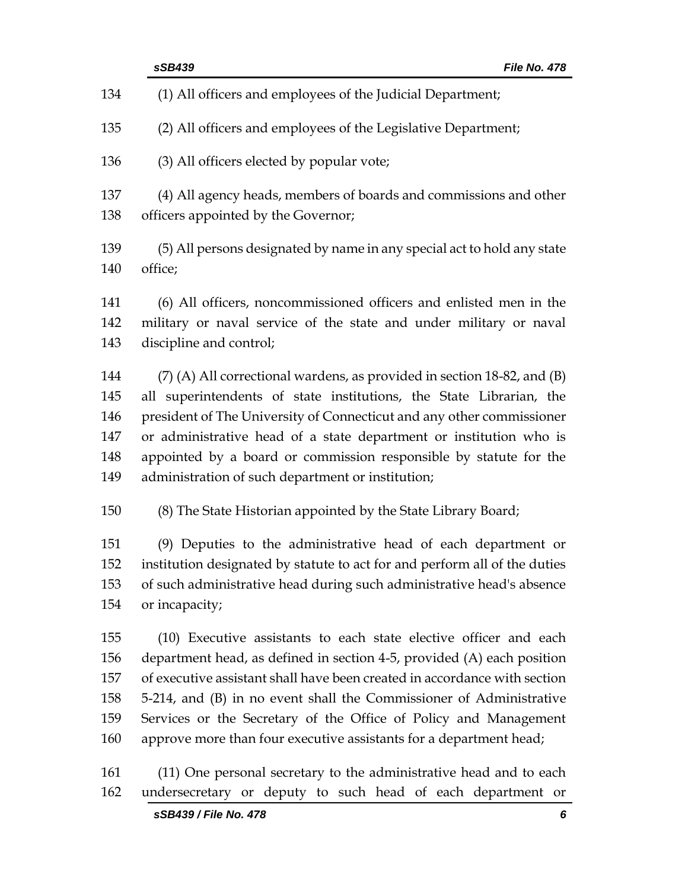(1) All officers and employees of the Judicial Department;

(2) All officers and employees of the Legislative Department;

(3) All officers elected by popular vote;

(4) All agency heads, members of boards and commissions and other officers appointed by the Governor;

(5) All persons designated by name in any special act to hold any state office;

(6) All officers, noncommissioned officers and enlisted men in the military or naval service of the state and under military or naval discipline and control;

(7) (A) All correctional wardens, as provided in section 18-82, and (B) all superintendents of state institutions, the State Librarian, the president of The University of Connecticut and any other commissioner or administrative head of a state department or institution who is appointed by a board or commission responsible by statute for the administration of such department or institution;

(8) The State Historian appointed by the State Library Board;

(9) Deputies to the administrative head of each department or institution designated by statute to act for and perform all of the duties of such administrative head during such administrative head's absence or incapacity;

(10) Executive assistants to each state elective officer and each department head, as defined in section 4-5, provided (A) each position of executive assistant shall have been created in accordance with section 5-214, and (B) in no event shall the Commissioner of Administrative Services or the Secretary of the Office of Policy and Management approve more than four executive assistants for a department head;

(11) One personal secretary to the administrative head and to each undersecretary or deputy to such head of each department or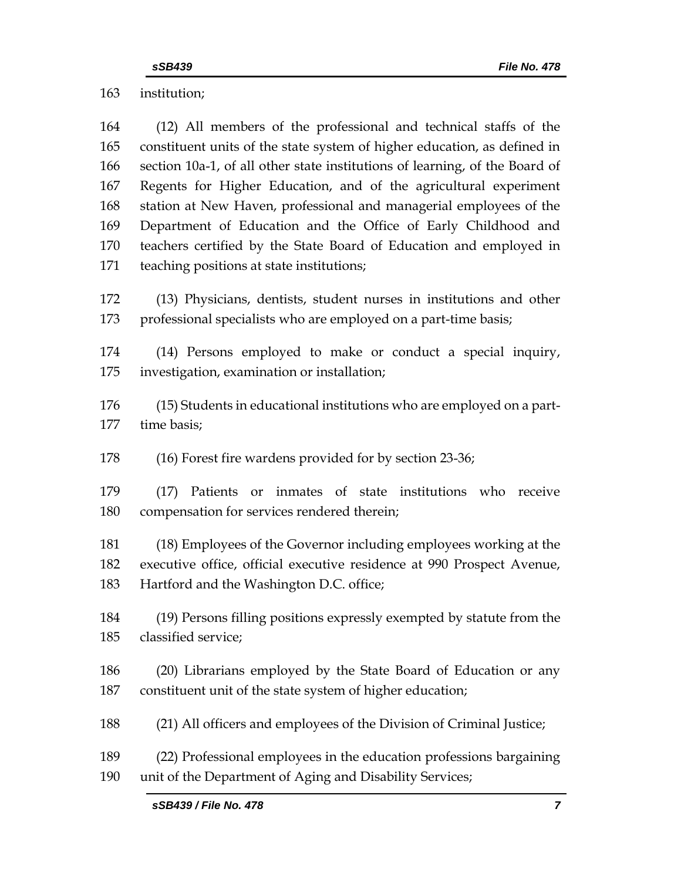institution;

(12) All members of the professional and technical staffs of the constituent units of the state system of higher education, as defined in section 10a-1, of all other state institutions of learning, of the Board of Regents for Higher Education, and of the agricultural experiment station at New Haven, professional and managerial employees of the Department of Education and the Office of Early Childhood and teachers certified by the State Board of Education and employed in teaching positions at state institutions;

(13) Physicians, dentists, student nurses in institutions and other professional specialists who are employed on a part-time basis;

(14) Persons employed to make or conduct a special inquiry, investigation, examination or installation;

(15) Students in educational institutions who are employed on a part-time basis;

(16) Forest fire wardens provided for by section 23-36;

(17) Patients or inmates of state institutions who receive compensation for services rendered therein;

(18) Employees of the Governor including employees working at the executive office, official executive residence at 990 Prospect Avenue, Hartford and the Washington D.C. office;

(19) Persons filling positions expressly exempted by statute from the classified service;

(20) Librarians employed by the State Board of Education or any constituent unit of the state system of higher education;

(21) All officers and employees of the Division of Criminal Justice;

(22) Professional employees in the education professions bargaining unit of the Department of Aging and Disability Services;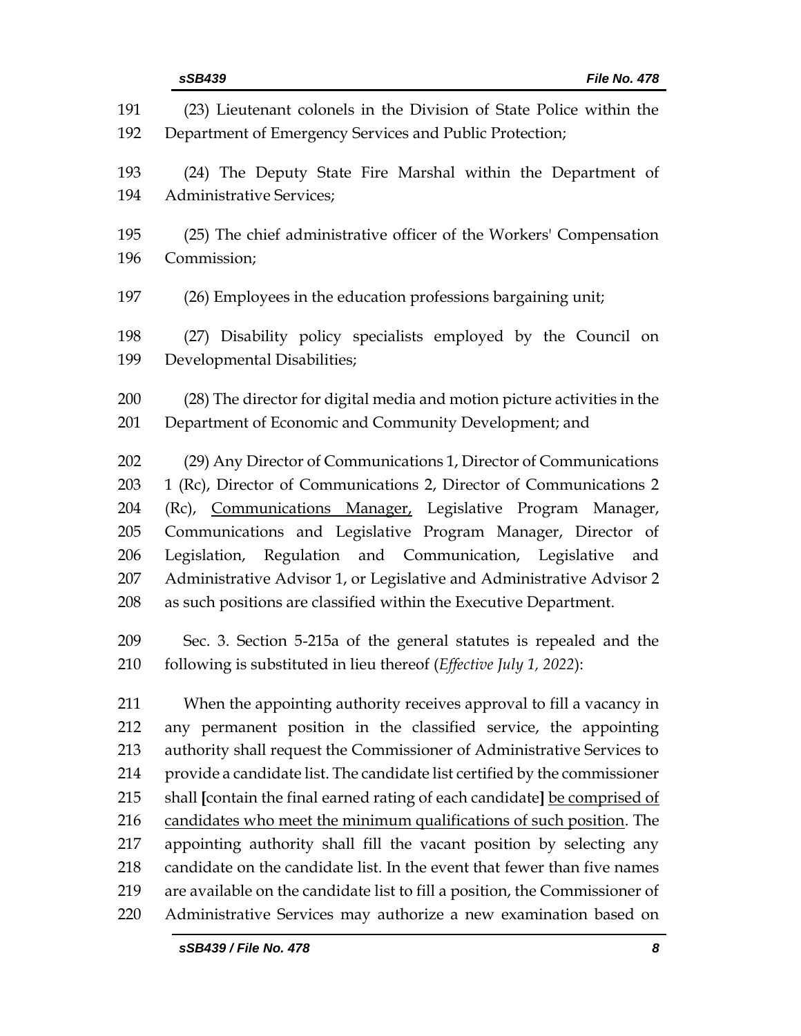(23) Lieutenant colonels in the Division of State Police within the Department of Emergency Services and Public Protection;

(24) The Deputy State Fire Marshal within the Department of Administrative Services;

(25) The chief administrative officer of the Workers' Compensation Commission;

(26) Employees in the education professions bargaining unit;

(27) Disability policy specialists employed by the Council on Developmental Disabilities;

(28) The director for digital media and motion picture activities in the Department of Economic and Community Development; and

(29) Any Director of Communications 1, Director of Communications 1 (Rc), Director of Communications 2, Director of Communications 2 (Rc), <u>Communications Manager,</u> Legislative Program Manager, Communications and Legislative Program Manager, Director of Legislation, Regulation and Communication, Legislative and Administrative Advisor 1, or Legislative and Administrative Advisor 2 as such positions are classified within the Executive Department.

Sec. 3. Section 5-215a of the general statutes is repealed and the following is substituted in lieu thereof (*Effective July 1, 2022*):

When the appointing authority receives approval to fill a vacancy in any permanent position in the classified service, the appointing authority shall request the Commissioner of Administrative Services to provide a candidate list. The candidate list certified by the commissioner shall **[**contain the final earned rating of each candidate**]** <u>be comprised of candidates who meet the minimum qualifications of such position</u>. The appointing authority shall fill the vacant position by selecting any candidate on the candidate list. In the event that fewer than five names are available on the candidate list to fill a position, the Commissioner of Administrative Services may authorize a new examination based on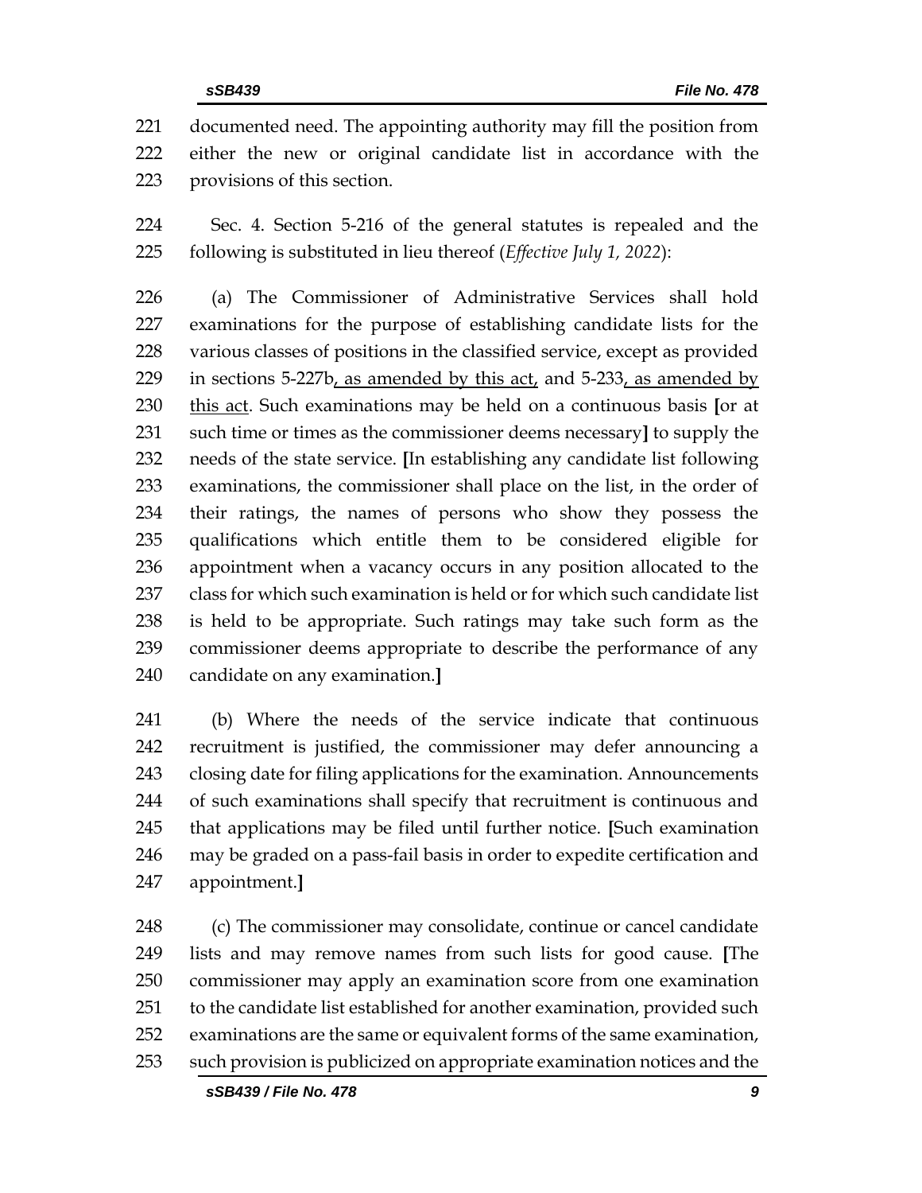documented need. The appointing authority may fill the position from either the new or original candidate list in accordance with the provisions of this section.

Sec. 4. Section 5-216 of the general statutes is repealed and the following is substituted in lieu thereof (*Effective July 1, 2022*):

(a) The Commissioner of Administrative Services shall hold examinations for the purpose of establishing candidate lists for the various classes of positions in the classified service, except as provided in sections 5-227b, as amended by this act, and 5-233, as amended by this act. Such examinations may be held on a continuous basis [or at such time or times as the commissioner deems necessary] to supply the needs of the state service. [In establishing any candidate list following examinations, the commissioner shall place on the list, in the order of their ratings, the names of persons who show they possess the qualifications which entitle them to be considered eligible for appointment when a vacancy occurs in any position allocated to the class for which such examination is held or for which such candidate list is held to be appropriate. Such ratings may take such form as the commissioner deems appropriate to describe the performance of any candidate on any examination.]

(b) Where the needs of the service indicate that continuous recruitment is justified, the commissioner may defer announcing a closing date for filing applications for the examination. Announcements of such examinations shall specify that recruitment is continuous and that applications may be filed until further notice. [Such examination may be graded on a pass-fail basis in order to expedite certification and appointment.]

(c) The commissioner may consolidate, continue or cancel candidate lists and may remove names from such lists for good cause. [The commissioner may apply an examination score from one examination to the candidate list established for another examination, provided such examinations are the same or equivalent forms of the same examination, such provision is publicized on appropriate examination notices and the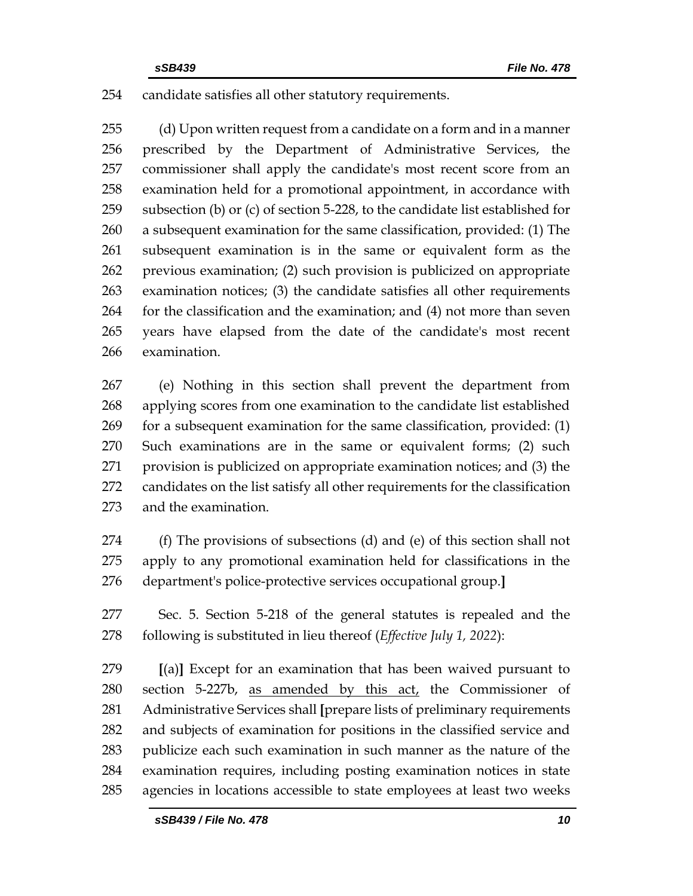candidate satisfies all other statutory requirements.

(d) Upon written request from a candidate on a form and in a manner prescribed by the Department of Administrative Services, the commissioner shall apply the candidate's most recent score from an examination held for a promotional appointment, in accordance with subsection (b) or (c) of section 5-228, to the candidate list established for a subsequent examination for the same classification, provided: (1) The subsequent examination is in the same or equivalent form as the previous examination; (2) such provision is publicized on appropriate examination notices; (3) the candidate satisfies all other requirements for the classification and the examination; and (4) not more than seven years have elapsed from the date of the candidate's most recent examination.

(e) Nothing in this section shall prevent the department from applying scores from one examination to the candidate list established for a subsequent examination for the same classification, provided: (1) Such examinations are in the same or equivalent forms; (2) such provision is publicized on appropriate examination notices; and (3) the candidates on the list satisfy all other requirements for the classification and the examination.

(f) The provisions of subsections (d) and (e) of this section shall not apply to any promotional examination held for classifications in the department's police-protective services occupational group.**]**

Sec. 5. Section 5-218 of the general statutes is repealed and the following is substituted in lieu thereof (*Effective July 1, 2022*):

**[**(a)**]** Except for an examination that has been waived pursuant to section 5-227b, <u>as amended by this act,</u> the Commissioner of Administrative Services shall **[**prepare lists of preliminary requirements and subjects of examination for positions in the classified service and publicize each such examination in such manner as the nature of the examination requires, including posting examination notices in state agencies in locations accessible to state employees at least two weeks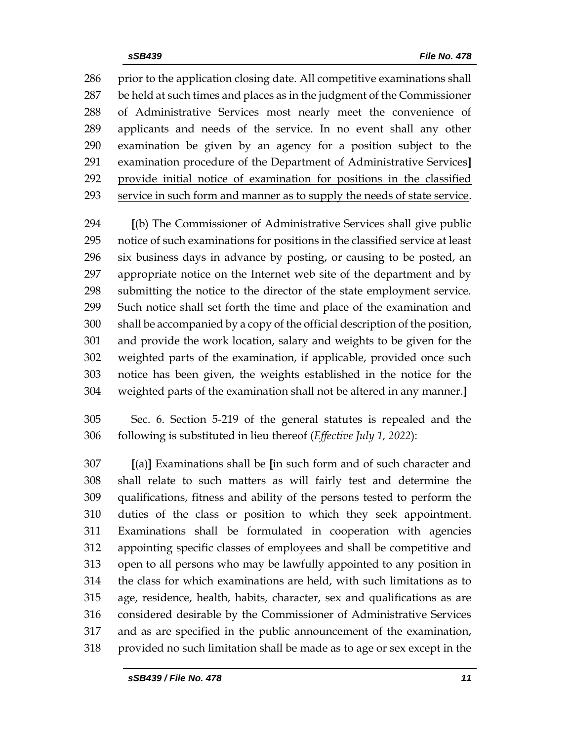prior to the application closing date. All competitive examinations shall be held at such times and places as in the judgment of the Commissioner of Administrative Services most nearly meet the convenience of applicants and needs of the service. In no event shall any other examination be given by an agency for a position subject to the examination procedure of the Department of Administrative Services] <u>provide initial notice of examination for positions in the classified service in such form and manner as to supply the needs of state service</u>.

[(b) The Commissioner of Administrative Services shall give public notice of such examinations for positions in the classified service at least six business days in advance by posting, or causing to be posted, an appropriate notice on the Internet web site of the department and by submitting the notice to the director of the state employment service. Such notice shall set forth the time and place of the examination and shall be accompanied by a copy of the official description of the position, and provide the work location, salary and weights to be given for the weighted parts of the examination, if applicable, provided once such notice has been given, the weights established in the notice for the weighted parts of the examination shall not be altered in any manner.]

Sec. 6. Section 5-219 of the general statutes is repealed and the following is substituted in lieu thereof (*Effective July 1, 2022*):

[(a)] Examinations shall be [in such form and of such character and shall relate to such matters as will fairly test and determine the qualifications, fitness and ability of the persons tested to perform the duties of the class or position to which they seek appointment. Examinations shall be formulated in cooperation with agencies appointing specific classes of employees and shall be competitive and open to all persons who may be lawfully appointed to any position in the class for which examinations are held, with such limitations as to age, residence, health, habits, character, sex and qualifications as are considered desirable by the Commissioner of Administrative Services and as are specified in the public announcement of the examination, provided no such limitation shall be made as to age or sex except in the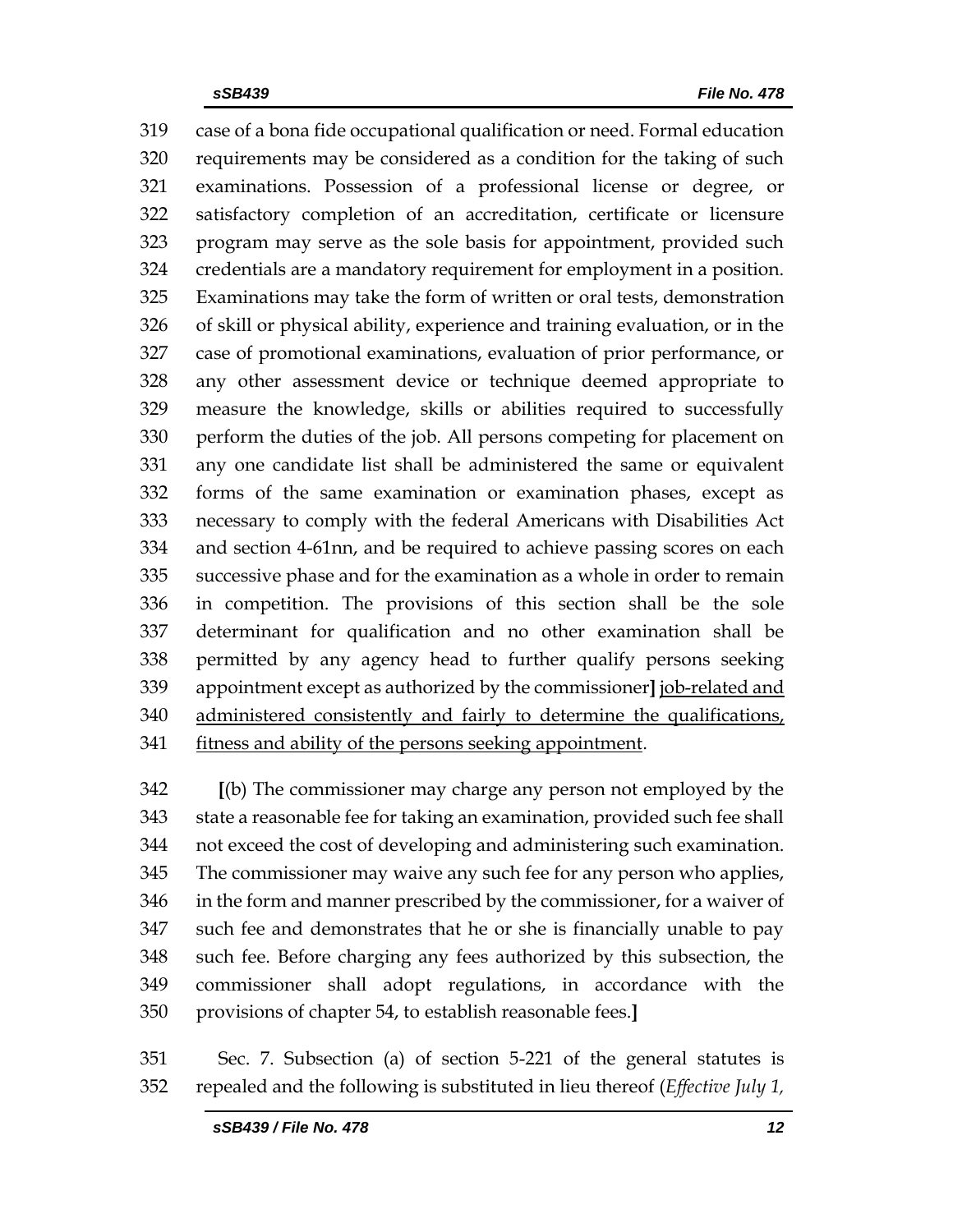319 case of a bona fide occupational qualification or need. Formal education
320 requirements may be considered as a condition for the taking of such
321 examinations. Possession of a professional license or degree, or
322 satisfactory completion of an accreditation, certificate or licensure
323 program may serve as the sole basis for appointment, provided such
324 credentials are a mandatory requirement for employment in a position.
325 Examinations may take the form of written or oral tests, demonstration
326 of skill or physical ability, experience and training evaluation, or in the
327 case of promotional examinations, evaluation of prior performance, or
328 any other assessment device or technique deemed appropriate to
329 measure the knowledge, skills or abilities required to successfully
330 perform the duties of the job. All persons competing for placement on
331 any one candidate list shall be administered the same or equivalent
332 forms of the same examination or examination phases, except as
333 necessary to comply with the federal Americans with Disabilities Act
334 and section 4-61nn, and be required to achieve passing scores on each
335 successive phase and for the examination as a whole in order to remain
336 in competition. The provisions of this section shall be the sole
337 determinant for qualification and no other examination shall be
338 permitted by any agency head to further qualify persons seeking
339 appointment except as authorized by the commissioner**]** <u>job-related and</u>
340 <u>administered consistently and fairly to determine the qualifications,</u>
341 <u>fitness and ability of the persons seeking appointment</u>.

342 **[**(b) The commissioner may charge any person not employed by the
343 state a reasonable fee for taking an examination, provided such fee shall
344 not exceed the cost of developing and administering such examination.
345 The commissioner may waive any such fee for any person who applies,
346 in the form and manner prescribed by the commissioner, for a waiver of
347 such fee and demonstrates that he or she is financially unable to pay
348 such fee. Before charging any fees authorized by this subsection, the
349 commissioner shall adopt regulations, in accordance with the
350 provisions of chapter 54, to establish reasonable fees.**]**

351 Sec. 7. Subsection (a) of section 5-221 of the general statutes is
352 repealed and the following is substituted in lieu thereof (*Effective July 1,*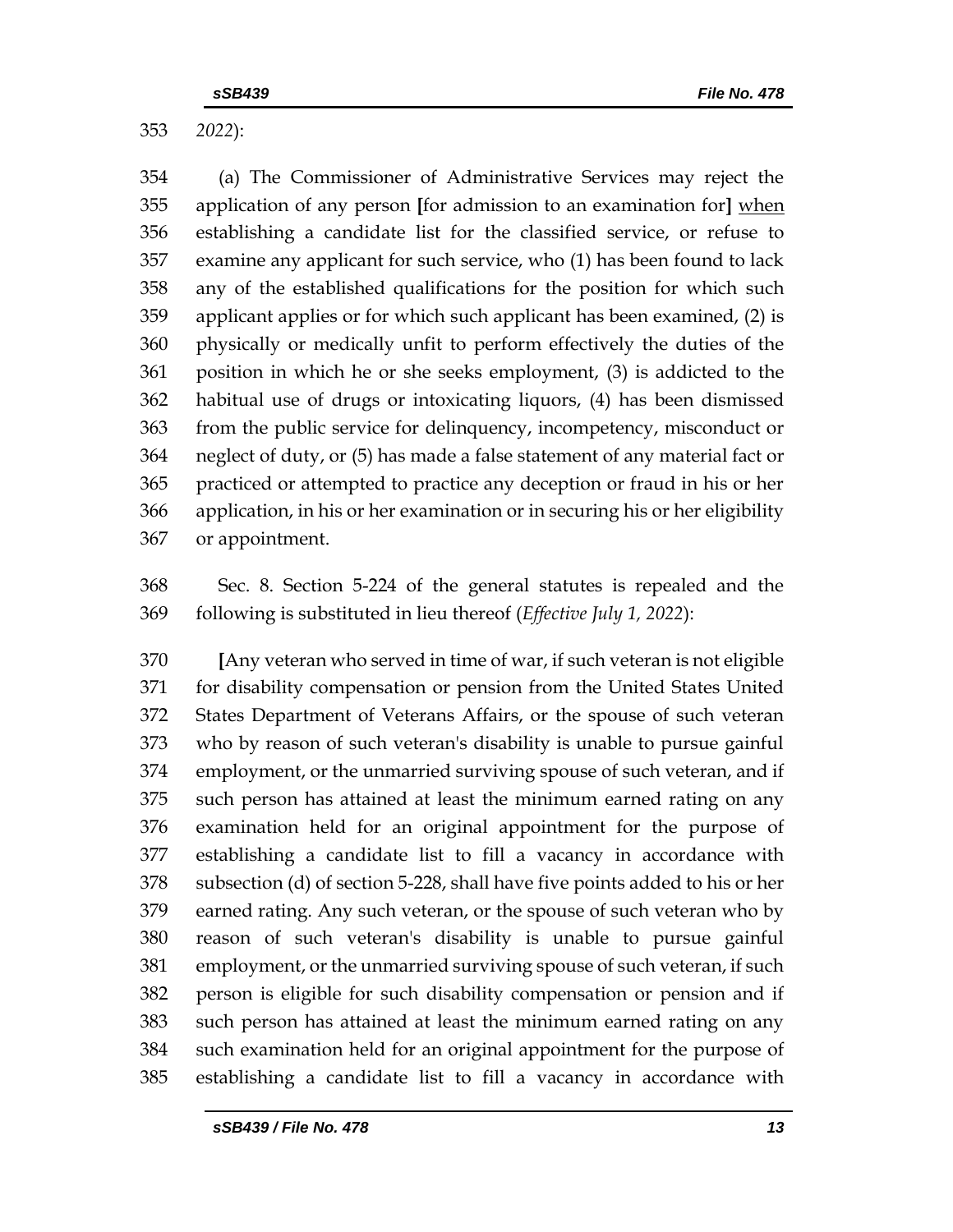2022):

(a) The Commissioner of Administrative Services may reject the application of any person **[**for admission to an examination for**]** <u>when</u> establishing a candidate list for the classified service, or refuse to examine any applicant for such service, who (1) has been found to lack any of the established qualifications for the position for which such applicant applies or for which such applicant has been examined, (2) is physically or medically unfit to perform effectively the duties of the position in which he or she seeks employment, (3) is addicted to the habitual use of drugs or intoxicating liquors, (4) has been dismissed from the public service for delinquency, incompetency, misconduct or neglect of duty, or (5) has made a false statement of any material fact or practiced or attempted to practice any deception or fraud in his or her application, in his or her examination or in securing his or her eligibility or appointment.

Sec. 8. Section 5-224 of the general statutes is repealed and the following is substituted in lieu thereof (*Effective July 1, 2022*):

**[**Any veteran who served in time of war, if such veteran is not eligible for disability compensation or pension from the United States United States Department of Veterans Affairs, or the spouse of such veteran who by reason of such veteran's disability is unable to pursue gainful employment, or the unmarried surviving spouse of such veteran, and if such person has attained at least the minimum earned rating on any examination held for an original appointment for the purpose of establishing a candidate list to fill a vacancy in accordance with subsection (d) of section 5-228, shall have five points added to his or her earned rating. Any such veteran, or the spouse of such veteran who by reason of such veteran's disability is unable to pursue gainful employment, or the unmarried surviving spouse of such veteran, if such person is eligible for such disability compensation or pension and if such person has attained at least the minimum earned rating on any such examination held for an original appointment for the purpose of establishing a candidate list to fill a vacancy in accordance with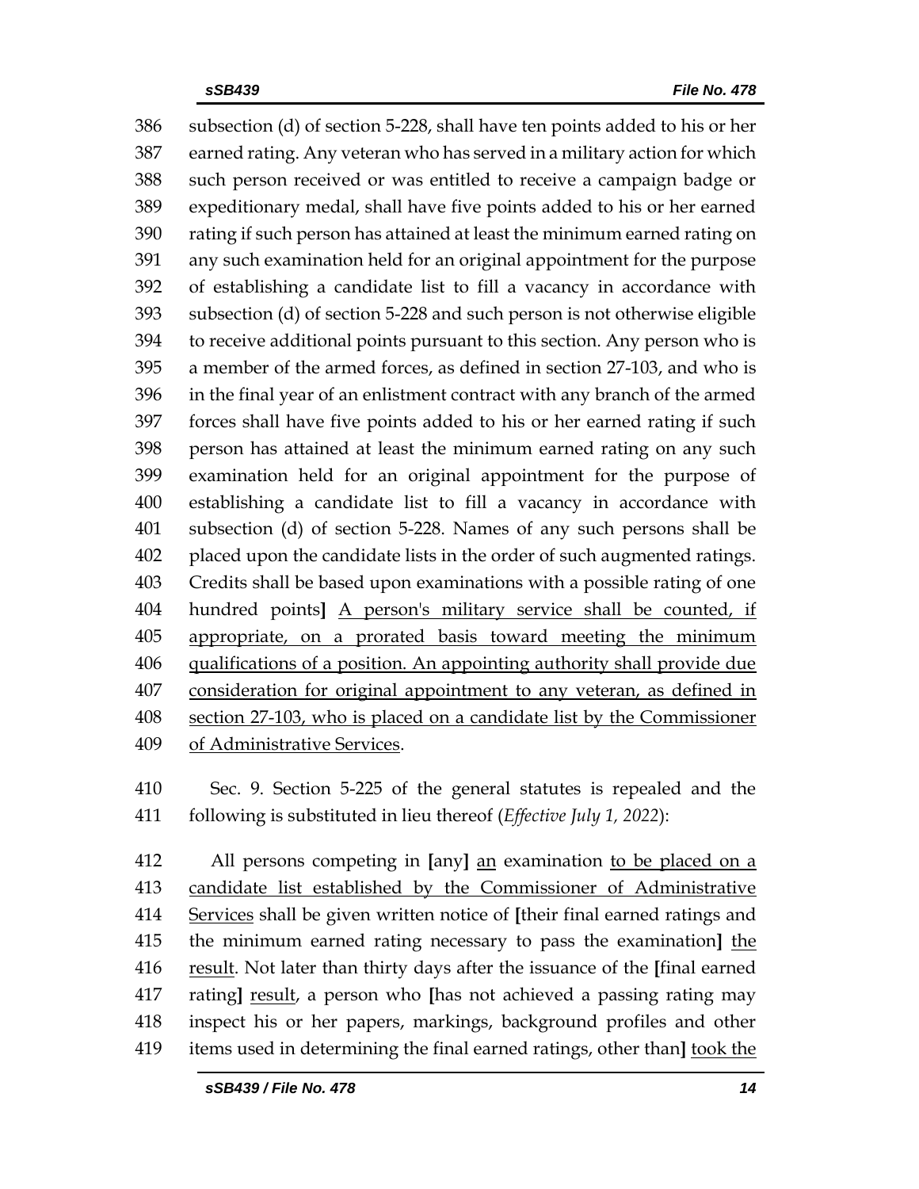386 subsection (d) of section 5-228, shall have ten points added to his or her
387 earned rating. Any veteran who has served in a military action for which
388 such person received or was entitled to receive a campaign badge or
389 expeditionary medal, shall have five points added to his or her earned
390 rating if such person has attained at least the minimum earned rating on
391 any such examination held for an original appointment for the purpose
392 of establishing a candidate list to fill a vacancy in accordance with
393 subsection (d) of section 5-228 and such person is not otherwise eligible
394 to receive additional points pursuant to this section. Any person who is
395 a member of the armed forces, as defined in section 27-103, and who is
396 in the final year of an enlistment contract with any branch of the armed
397 forces shall have five points added to his or her earned rating if such
398 person has attained at least the minimum earned rating on any such
399 examination held for an original appointment for the purpose of
400 establishing a candidate list to fill a vacancy in accordance with
401 subsection (d) of section 5-228. Names of any such persons shall be
402 placed upon the candidate lists in the order of such augmented ratings.
403 Credits shall be based upon examinations with a possible rating of one
404 hundred points**]** <u>A person's military service shall be counted, if</u>
405 <u>appropriate, on a prorated basis toward meeting the minimum</u>
406 <u>qualifications of a position. An appointing authority shall provide due</u>
407 <u>consideration for original appointment to any veteran, as defined in</u>
408 <u>section 27-103, who is placed on a candidate list by the Commissioner</u>
409 <u>of Administrative Services</u>.

410 Sec. 9. Section 5-225 of the general statutes is repealed and the
411 following is substituted in lieu thereof (*Effective July 1, 2022*):

412 All persons competing in **[**any**]** <u>an</u> examination <u>to be placed on a</u>
413 <u>candidate list established by the Commissioner of Administrative</u>
414 <u>Services</u> shall be given written notice of **[**their final earned ratings and
415 the minimum earned rating necessary to pass the examination**]** <u>the</u>
416 <u>result</u>. Not later than thirty days after the issuance of the **[**final earned
417 rating**]** <u>result</u>, a person who **[**has not achieved a passing rating may
418 inspect his or her papers, markings, background profiles and other
419 items used in determining the final earned ratings, other than**]** <u>took the</u>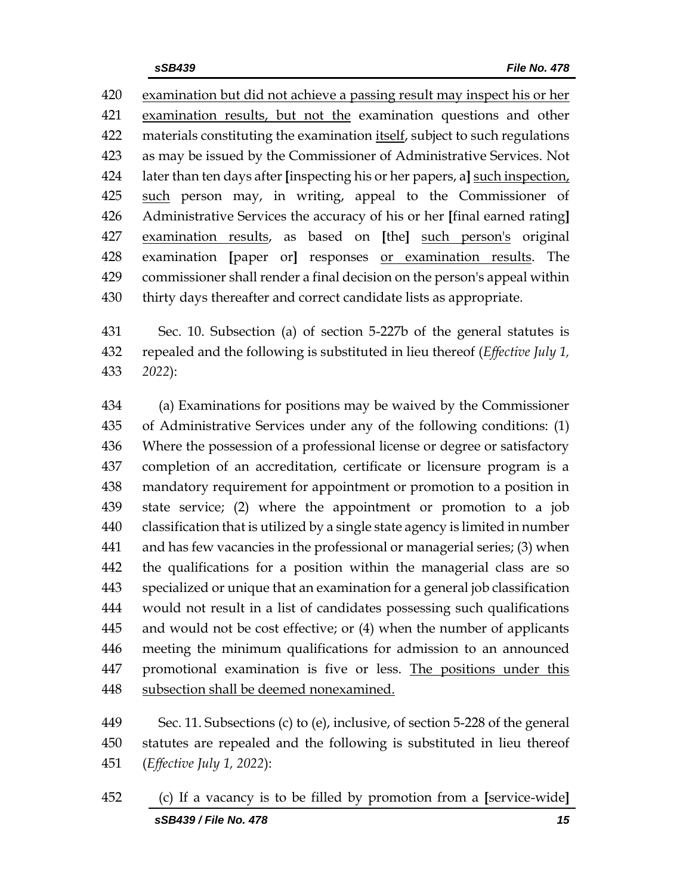examination but did not achieve a passing result may inspect his or her examination results, but not the examination questions and other materials constituting the examination itself, subject to such regulations as may be issued by the Commissioner of Administrative Services. Not later than ten days after [inspecting his or her papers, a] such inspection, such person may, in writing, appeal to the Commissioner of Administrative Services the accuracy of his or her [final earned rating] examination results, as based on [the] such person's original examination [paper or] responses or examination results. The commissioner shall render a final decision on the person's appeal within thirty days thereafter and correct candidate lists as appropriate.

Sec. 10. Subsection (a) of section 5-227b of the general statutes is repealed and the following is substituted in lieu thereof (*Effective July 1, 2022*):

(a) Examinations for positions may be waived by the Commissioner of Administrative Services under any of the following conditions: (1) Where the possession of a professional license or degree or satisfactory completion of an accreditation, certificate or licensure program is a mandatory requirement for appointment or promotion to a position in state service; (2) where the appointment or promotion to a job classification that is utilized by a single state agency is limited in number and has few vacancies in the professional or managerial series; (3) when the qualifications for a position within the managerial class are so specialized or unique that an examination for a general job classification would not result in a list of candidates possessing such qualifications and would not be cost effective; or (4) when the number of applicants meeting the minimum qualifications for admission to an announced promotional examination is five or less. The positions under this subsection shall be deemed nonexamined.

Sec. 11. Subsections (c) to (e), inclusive, of section 5-228 of the general statutes are repealed and the following is substituted in lieu thereof (*Effective July 1, 2022*):

(c) If a vacancy is to be filled by promotion from a [service-wide]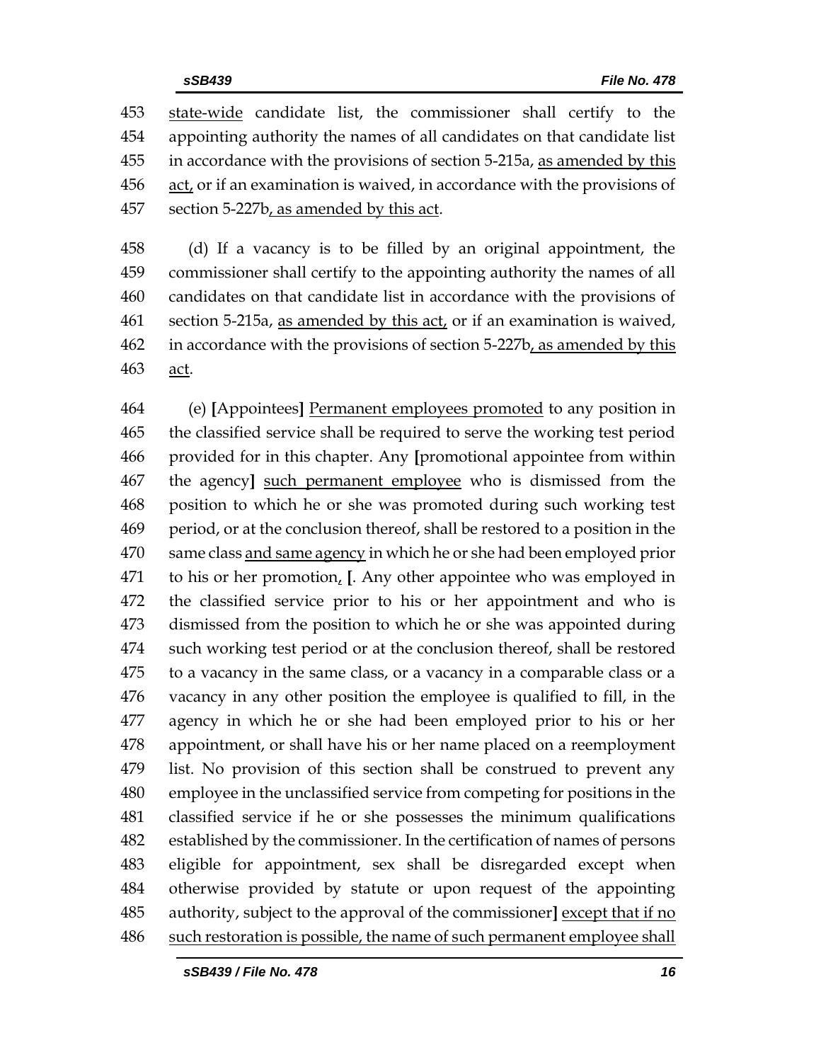state-wide candidate list, the commissioner shall certify to the appointing authority the names of all candidates on that candidate list in accordance with the provisions of section 5-215a, as amended by this act, or if an examination is waived, in accordance with the provisions of section 5-227b, as amended by this act.

(d) If a vacancy is to be filled by an original appointment, the commissioner shall certify to the appointing authority the names of all candidates on that candidate list in accordance with the provisions of section 5-215a, as amended by this act, or if an examination is waived, in accordance with the provisions of section 5-227b, as amended by this act.

(e) **[**Appointees**]** Permanent employees promoted to any position in the classified service shall be required to serve the working test period provided for in this chapter. Any **[**promotional appointee from within the agency**]** such permanent employee who is dismissed from the position to which he or she was promoted during such working test period, or at the conclusion thereof, shall be restored to a position in the same class and same agency in which he or she had been employed prior to his or her promotion, **[**. Any other appointee who was employed in the classified service prior to his or her appointment and who is dismissed from the position to which he or she was appointed during such working test period or at the conclusion thereof, shall be restored to a vacancy in the same class, or a vacancy in a comparable class or a vacancy in any other position the employee is qualified to fill, in the agency in which he or she had been employed prior to his or her appointment, or shall have his or her name placed on a reemployment list. No provision of this section shall be construed to prevent any employee in the unclassified service from competing for positions in the classified service if he or she possesses the minimum qualifications established by the commissioner. In the certification of names of persons eligible for appointment, sex shall be disregarded except when otherwise provided by statute or upon request of the appointing authority, subject to the approval of the commissioner**]** except that if no such restoration is possible, the name of such permanent employee shall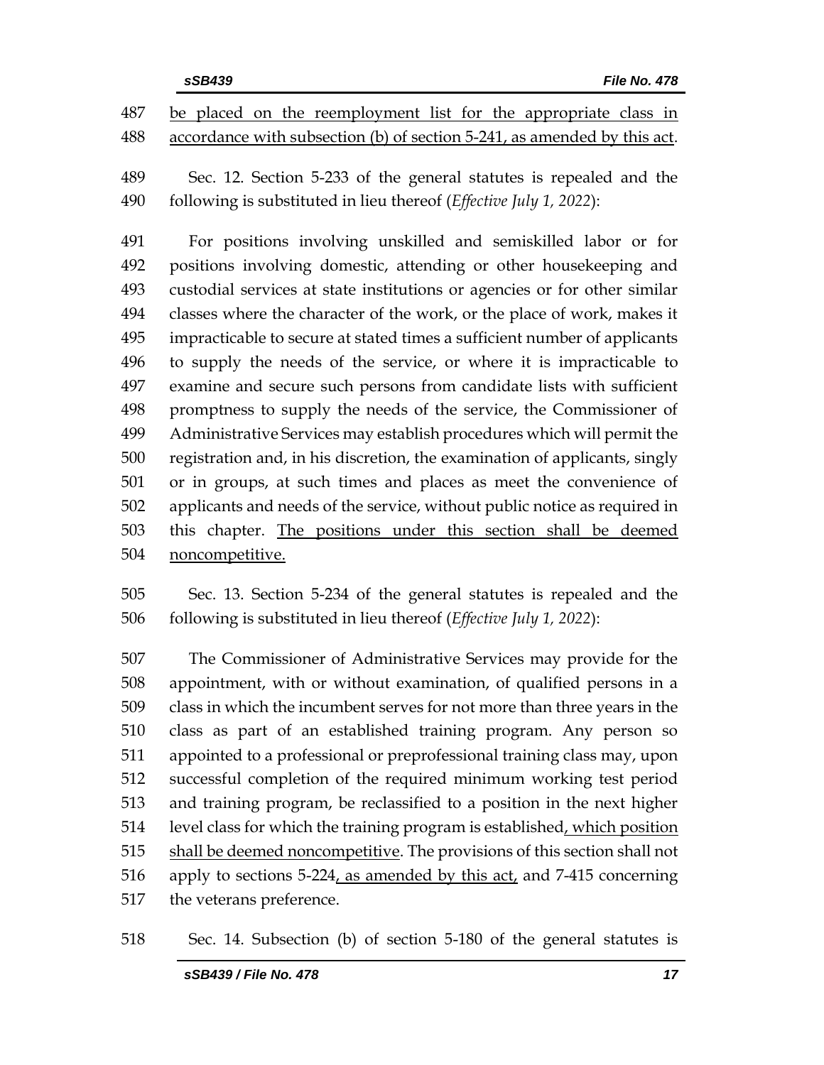be placed on the reemployment list for the appropriate class in accordance with subsection (b) of section 5-241, as amended by this act.

Sec. 12. Section 5-233 of the general statutes is repealed and the following is substituted in lieu thereof (*Effective July 1, 2022*):

For positions involving unskilled and semiskilled labor or for positions involving domestic, attending or other housekeeping and custodial services at state institutions or agencies or for other similar classes where the character of the work, or the place of work, makes it impracticable to secure at stated times a sufficient number of applicants to supply the needs of the service, or where it is impracticable to examine and secure such persons from candidate lists with sufficient promptness to supply the needs of the service, the Commissioner of Administrative Services may establish procedures which will permit the registration and, in his discretion, the examination of applicants, singly or in groups, at such times and places as meet the convenience of applicants and needs of the service, without public notice as required in this chapter. The positions under this section shall be deemed noncompetitive.

Sec. 13. Section 5-234 of the general statutes is repealed and the following is substituted in lieu thereof (*Effective July 1, 2022*):

The Commissioner of Administrative Services may provide for the appointment, with or without examination, of qualified persons in a class in which the incumbent serves for not more than three years in the class as part of an established training program. Any person so appointed to a professional or preprofessional training class may, upon successful completion of the required minimum working test period and training program, be reclassified to a position in the next higher level class for which the training program is established, which position shall be deemed noncompetitive. The provisions of this section shall not apply to sections 5-224, as amended by this act, and 7-415 concerning the veterans preference.

Sec. 14. Subsection (b) of section 5-180 of the general statutes is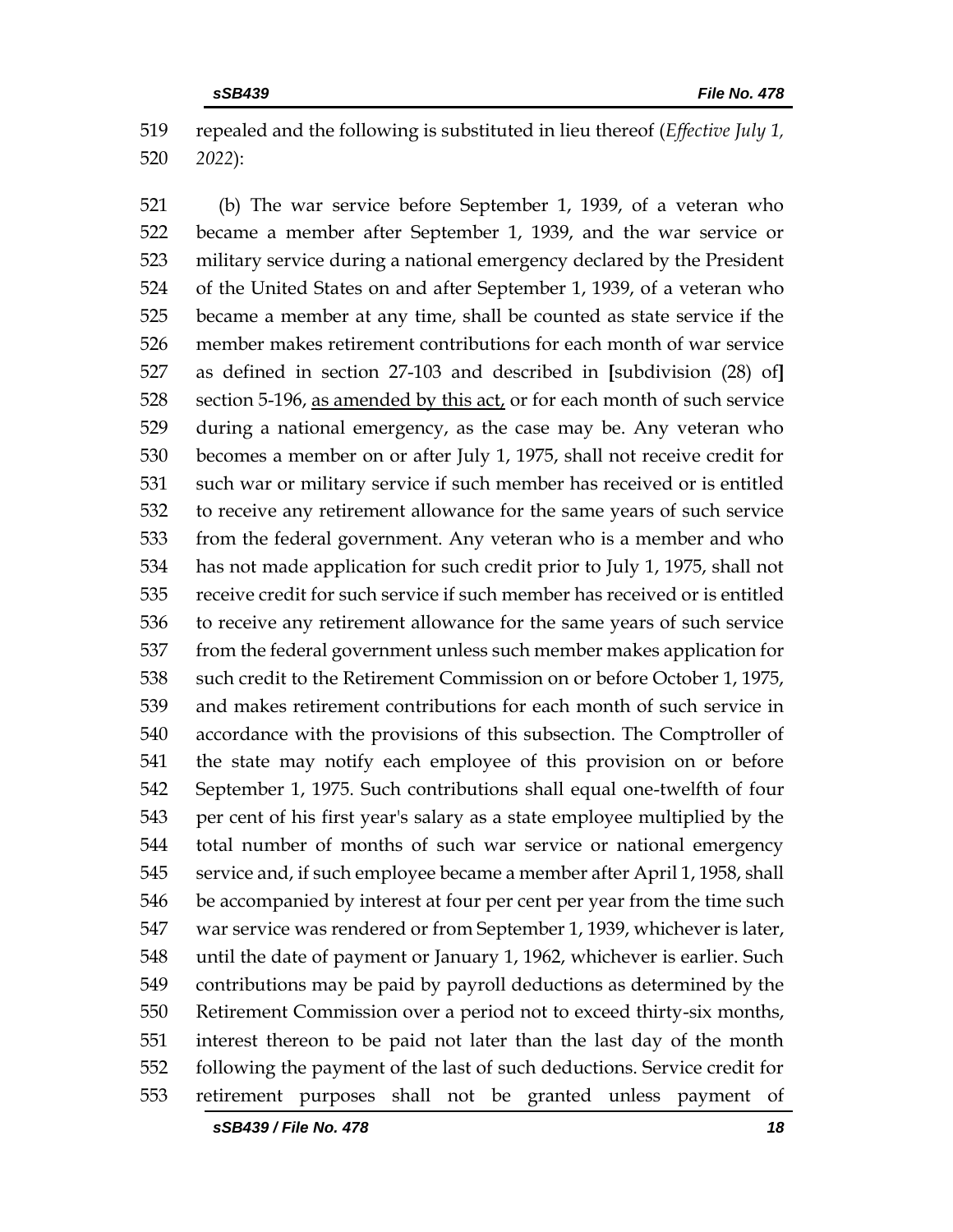repealed and the following is substituted in lieu thereof (*Effective July 1, 2022*):

(b) The war service before September 1, 1939, of a veteran who became a member after September 1, 1939, and the war service or military service during a national emergency declared by the President of the United States on and after September 1, 1939, of a veteran who became a member at any time, shall be counted as state service if the member makes retirement contributions for each month of war service as defined in section 27-103 and described in **[**subdivision (28) of**]** section 5-196, as amended by this act, or for each month of such service during a national emergency, as the case may be. Any veteran who becomes a member on or after July 1, 1975, shall not receive credit for such war or military service if such member has received or is entitled to receive any retirement allowance for the same years of such service from the federal government. Any veteran who is a member and who has not made application for such credit prior to July 1, 1975, shall not receive credit for such service if such member has received or is entitled to receive any retirement allowance for the same years of such service from the federal government unless such member makes application for such credit to the Retirement Commission on or before October 1, 1975, and makes retirement contributions for each month of such service in accordance with the provisions of this subsection. The Comptroller of the state may notify each employee of this provision on or before September 1, 1975. Such contributions shall equal one-twelfth of four per cent of his first year's salary as a state employee multiplied by the total number of months of such war service or national emergency service and, if such employee became a member after April 1, 1958, shall be accompanied by interest at four per cent per year from the time such war service was rendered or from September 1, 1939, whichever is later, until the date of payment or January 1, 1962, whichever is earlier. Such contributions may be paid by payroll deductions as determined by the Retirement Commission over a period not to exceed thirty-six months, interest thereon to be paid not later than the last day of the month following the payment of the last of such deductions. Service credit for retirement purposes shall not be granted unless payment of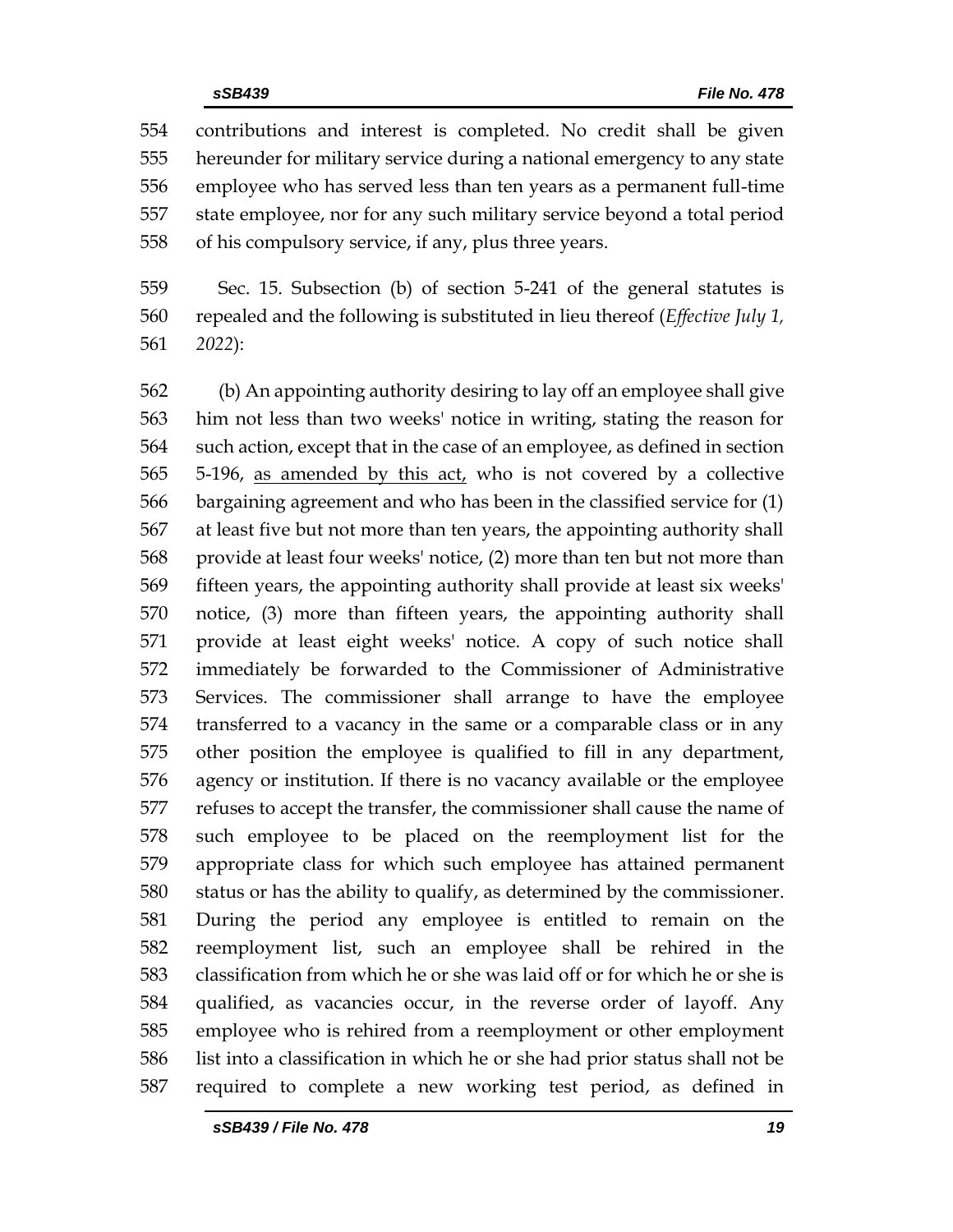contributions and interest is completed. No credit shall be given hereunder for military service during a national emergency to any state employee who has served less than ten years as a permanent full-time state employee, nor for any such military service beyond a total period of his compulsory service, if any, plus three years.

Sec. 15. Subsection (b) of section 5-241 of the general statutes is repealed and the following is substituted in lieu thereof (*Effective July 1, 2022*):

(b) An appointing authority desiring to lay off an employee shall give him not less than two weeks' notice in writing, stating the reason for such action, except that in the case of an employee, as defined in section 5-196, <u>as amended by this act,</u> who is not covered by a collective bargaining agreement and who has been in the classified service for (1) at least five but not more than ten years, the appointing authority shall provide at least four weeks' notice, (2) more than ten but not more than fifteen years, the appointing authority shall provide at least six weeks' notice, (3) more than fifteen years, the appointing authority shall provide at least eight weeks' notice. A copy of such notice shall immediately be forwarded to the Commissioner of Administrative Services. The commissioner shall arrange to have the employee transferred to a vacancy in the same or a comparable class or in any other position the employee is qualified to fill in any department, agency or institution. If there is no vacancy available or the employee refuses to accept the transfer, the commissioner shall cause the name of such employee to be placed on the reemployment list for the appropriate class for which such employee has attained permanent status or has the ability to qualify, as determined by the commissioner. During the period any employee is entitled to remain on the reemployment list, such an employee shall be rehired in the classification from which he or she was laid off or for which he or she is qualified, as vacancies occur, in the reverse order of layoff. Any employee who is rehired from a reemployment or other employment list into a classification in which he or she had prior status shall not be required to complete a new working test period, as defined in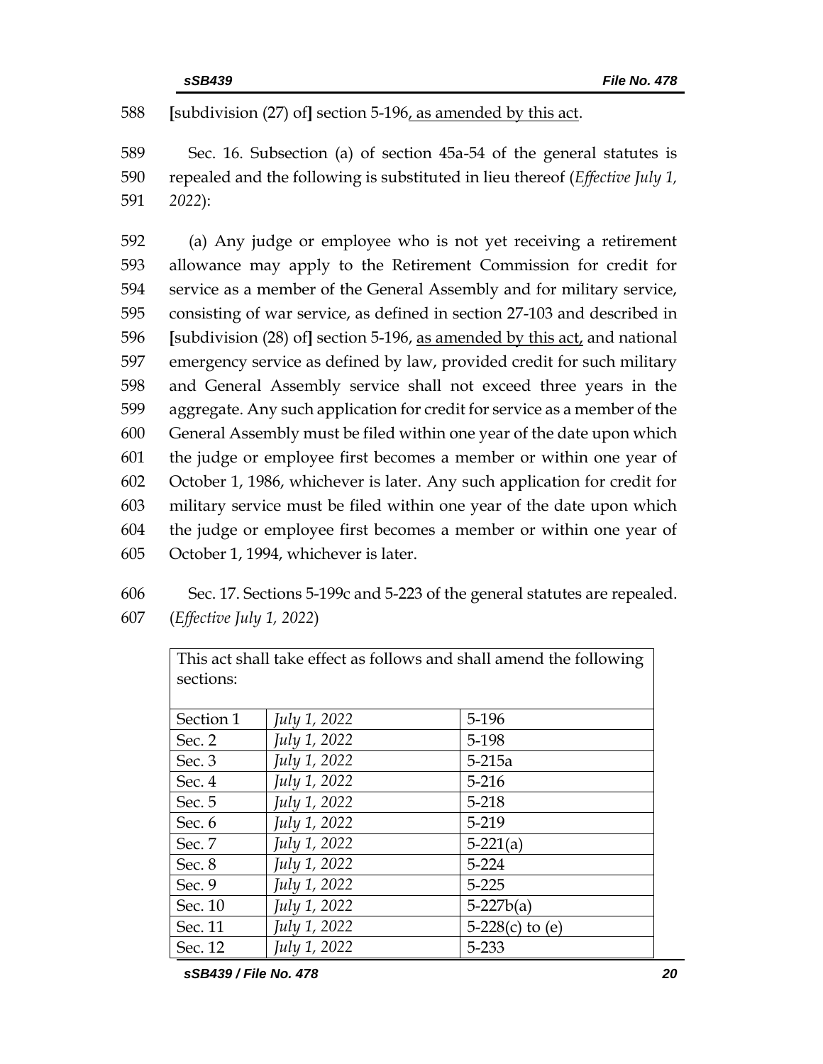588 **[**subdivision (27) of**]** section 5-196<u>, as amended by this act</u>.

589 Sec. 16. Subsection (a) of section 45a-54 of the general statutes is
590 repealed and the following is substituted in lieu thereof (*Effective July 1,*
591 *2022*):

592 (a) Any judge or employee who is not yet receiving a retirement
593 allowance may apply to the Retirement Commission for credit for
594 service as a member of the General Assembly and for military service,
595 consisting of war service, as defined in section 27-103 and described in
596 **[**subdivision (28) of**]** section 5-196, <u>as amended by this act,</u> and national
597 emergency service as defined by law, provided credit for such military
598 and General Assembly service shall not exceed three years in the
599 aggregate. Any such application for credit for service as a member of the
600 General Assembly must be filed within one year of the date upon which
601 the judge or employee first becomes a member or within one year of
602 October 1, 1986, whichever is later. Any such application for credit for
603 military service must be filed within one year of the date upon which
604 the judge or employee first becomes a member or within one year of
605 October 1, 1994, whichever is later.

606 Sec. 17. Sections 5-199c and 5-223 of the general statutes are repealed.
607 (*Effective July 1, 2022*)

| This act shall take effect as follows and shall amend the following sections: | | |
|---|---|---|
| Section 1 | *July 1, 2022* | 5-196 |
| Sec. 2 | *July 1, 2022* | 5-198 |
| Sec. 3 | *July 1, 2022* | 5-215a |
| Sec. 4 | *July 1, 2022* | 5-216 |
| Sec. 5 | *July 1, 2022* | 5-218 |
| Sec. 6 | *July 1, 2022* | 5-219 |
| Sec. 7 | *July 1, 2022* | 5-221(a) |
| Sec. 8 | *July 1, 2022* | 5-224 |
| Sec. 9 | *July 1, 2022* | 5-225 |
| Sec. 10 | *July 1, 2022* | 5-227b(a) |
| Sec. 11 | *July 1, 2022* | 5-228(c) to (e) |
| Sec. 12 | *July 1, 2022* | 5-233 |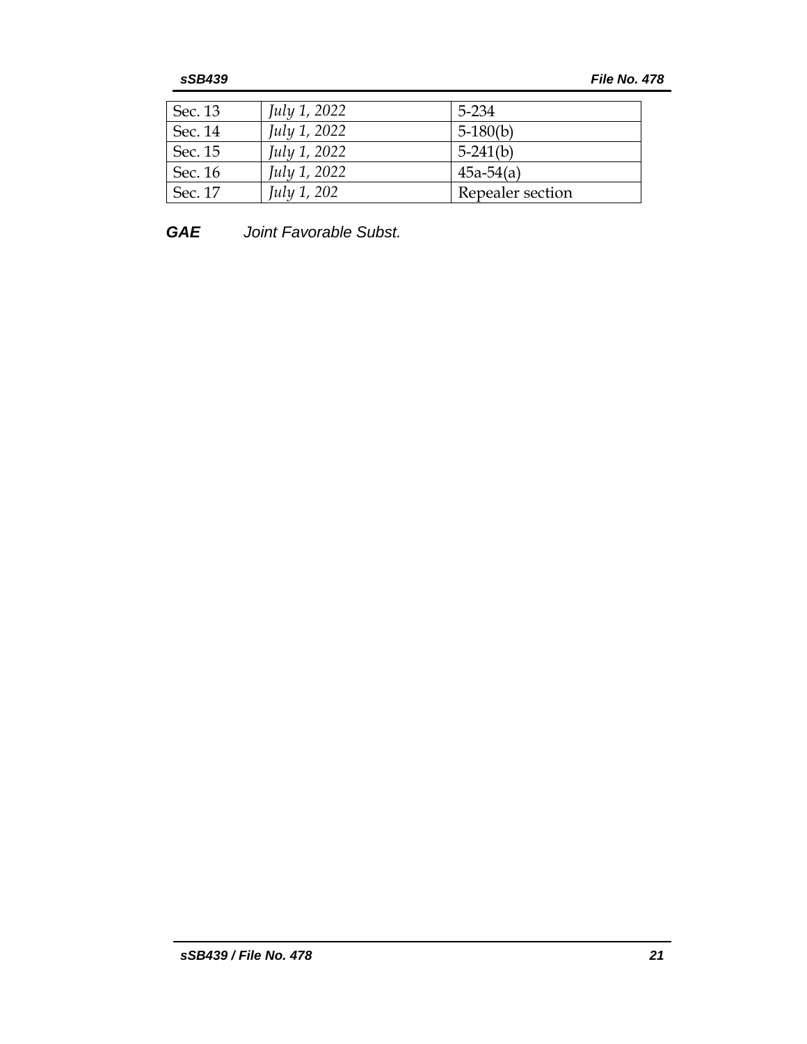| Sec. 13 | *July 1, 2022* | 5-234 |
|---|---|---|
| Sec. 14 | *July 1, 2022* | 5-180(b) |
| Sec. 15 | *July 1, 2022* | 5-241(b) |
| Sec. 16 | *July 1, 2022* | 45a-54(a) |
| Sec. 17 | *July 1, 202* | Repealer section |

***GAE*** *Joint Favorable Subst.*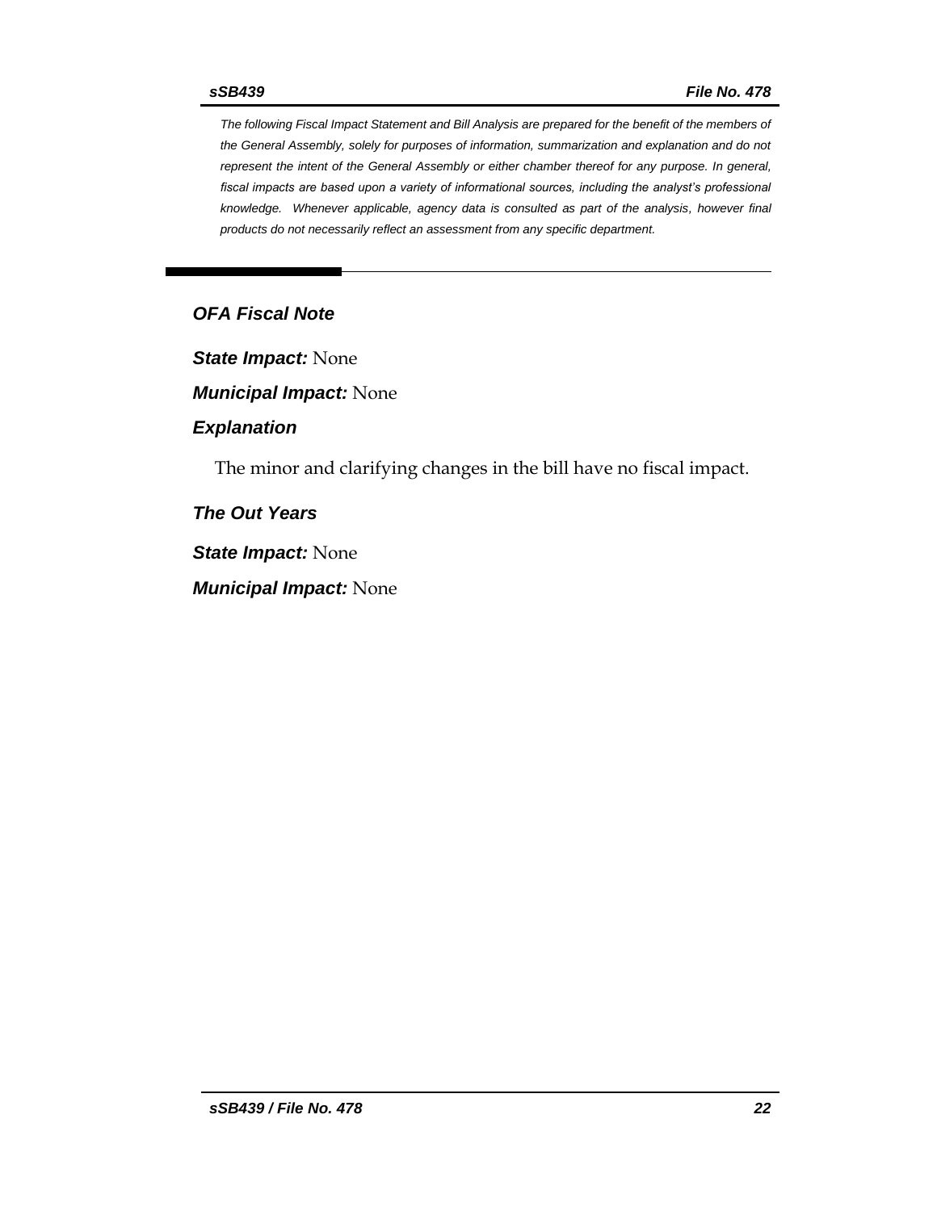*The following Fiscal Impact Statement and Bill Analysis are prepared for the benefit of the members of the General Assembly, solely for purposes of information, summarization and explanation and do not represent the intent of the General Assembly or either chamber thereof for any purpose. In general, fiscal impacts are based upon a variety of informational sources, including the analyst's professional knowledge. Whenever applicable, agency data is consulted as part of the analysis, however final products do not necessarily reflect an assessment from any specific department.*

---

## *OFA Fiscal Note*

***State Impact:*** None

***Municipal Impact:*** None

### *Explanation*

The minor and clarifying changes in the bill have no fiscal impact.

### *The Out Years*

***State Impact:*** None

***Municipal Impact:*** None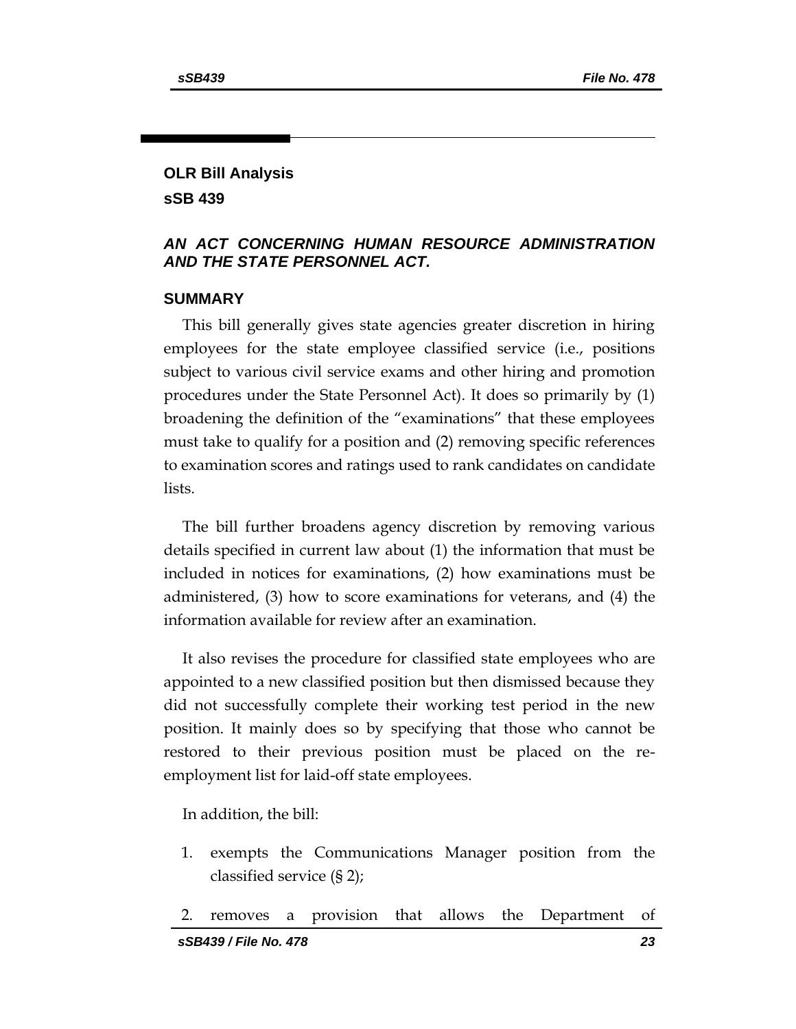## OLR Bill Analysis

## sSB 439

### *AN ACT CONCERNING HUMAN RESOURCE ADMINISTRATION AND THE STATE PERSONNEL ACT.*

### SUMMARY

This bill generally gives state agencies greater discretion in hiring employees for the state employee classified service (i.e., positions subject to various civil service exams and other hiring and promotion procedures under the State Personnel Act). It does so primarily by (1) broadening the definition of the "examinations" that these employees must take to qualify for a position and (2) removing specific references to examination scores and ratings used to rank candidates on candidate lists.

The bill further broadens agency discretion by removing various details specified in current law about (1) the information that must be included in notices for examinations, (2) how examinations must be administered, (3) how to score examinations for veterans, and (4) the information available for review after an examination.

It also revises the procedure for classified state employees who are appointed to a new classified position but then dismissed because they did not successfully complete their working test period in the new position. It mainly does so by specifying that those who cannot be restored to their previous position must be placed on the re-employment list for laid-off state employees.

In addition, the bill:

1. exempts the Communications Manager position from the classified service (§ 2);
2. removes a provision that allows the Department of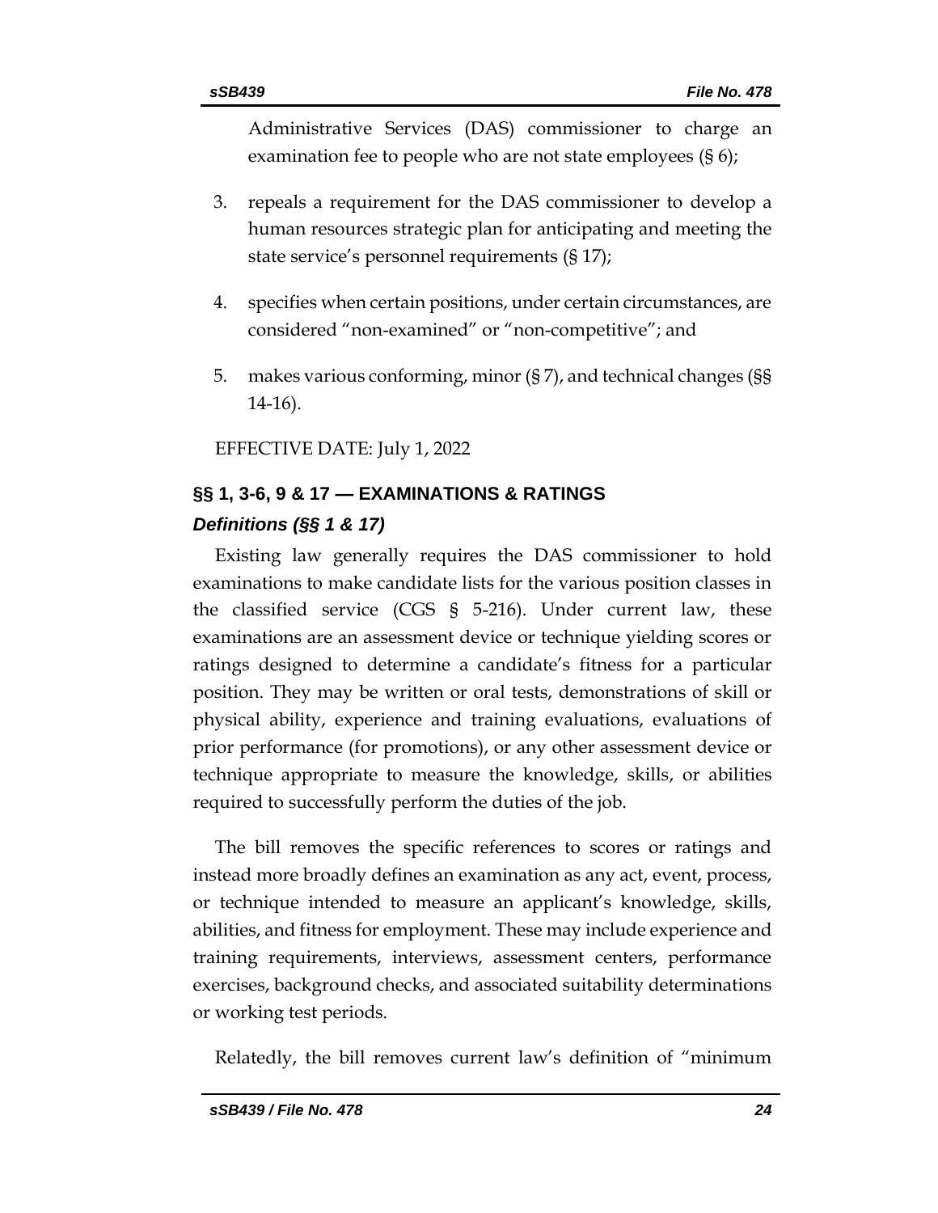Administrative Services (DAS) commissioner to charge an examination fee to people who are not state employees (§ 6);

3. repeals a requirement for the DAS commissioner to develop a human resources strategic plan for anticipating and meeting the state service's personnel requirements (§ 17);

4. specifies when certain positions, under certain circumstances, are considered "non-examined" or "non-competitive"; and

5. makes various conforming, minor (§ 7), and technical changes (§§ 14-16).

EFFECTIVE DATE: July 1, 2022

## §§ 1, 3-6, 9 & 17 — EXAMINATIONS & RATINGS

### *Definitions (§§ 1 & 17)*

Existing law generally requires the DAS commissioner to hold examinations to make candidate lists for the various position classes in the classified service (CGS § 5-216). Under current law, these examinations are an assessment device or technique yielding scores or ratings designed to determine a candidate's fitness for a particular position. They may be written or oral tests, demonstrations of skill or physical ability, experience and training evaluations, evaluations of prior performance (for promotions), or any other assessment device or technique appropriate to measure the knowledge, skills, or abilities required to successfully perform the duties of the job.

The bill removes the specific references to scores or ratings and instead more broadly defines an examination as any act, event, process, or technique intended to measure an applicant's knowledge, skills, abilities, and fitness for employment. These may include experience and training requirements, interviews, assessment centers, performance exercises, background checks, and associated suitability determinations or working test periods.

Relatedly, the bill removes current law's definition of "minimum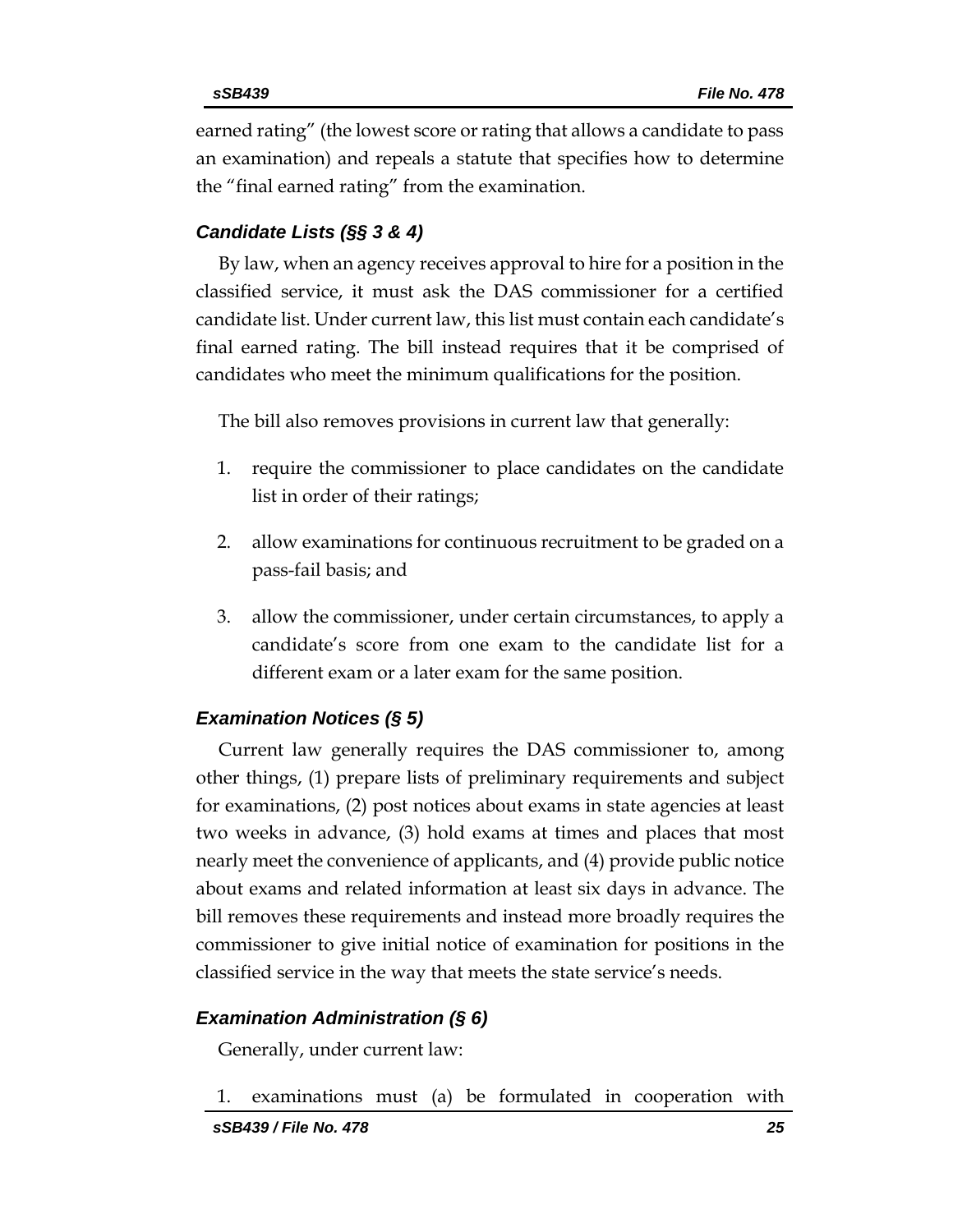earned rating" (the lowest score or rating that allows a candidate to pass an examination) and repeals a statute that specifies how to determine the "final earned rating" from the examination.

### *Candidate Lists (§§ 3 & 4)*

By law, when an agency receives approval to hire for a position in the classified service, it must ask the DAS commissioner for a certified candidate list. Under current law, this list must contain each candidate's final earned rating. The bill instead requires that it be comprised of candidates who meet the minimum qualifications for the position.

The bill also removes provisions in current law that generally:

1. require the commissioner to place candidates on the candidate list in order of their ratings;
2. allow examinations for continuous recruitment to be graded on a pass-fail basis; and
3. allow the commissioner, under certain circumstances, to apply a candidate's score from one exam to the candidate list for a different exam or a later exam for the same position.

### *Examination Notices (§ 5)*

Current law generally requires the DAS commissioner to, among other things, (1) prepare lists of preliminary requirements and subject for examinations, (2) post notices about exams in state agencies at least two weeks in advance, (3) hold exams at times and places that most nearly meet the convenience of applicants, and (4) provide public notice about exams and related information at least six days in advance. The bill removes these requirements and instead more broadly requires the commissioner to give initial notice of examination for positions in the classified service in the way that meets the state service's needs.

### *Examination Administration (§ 6)*

Generally, under current law:

1. examinations must (a) be formulated in cooperation with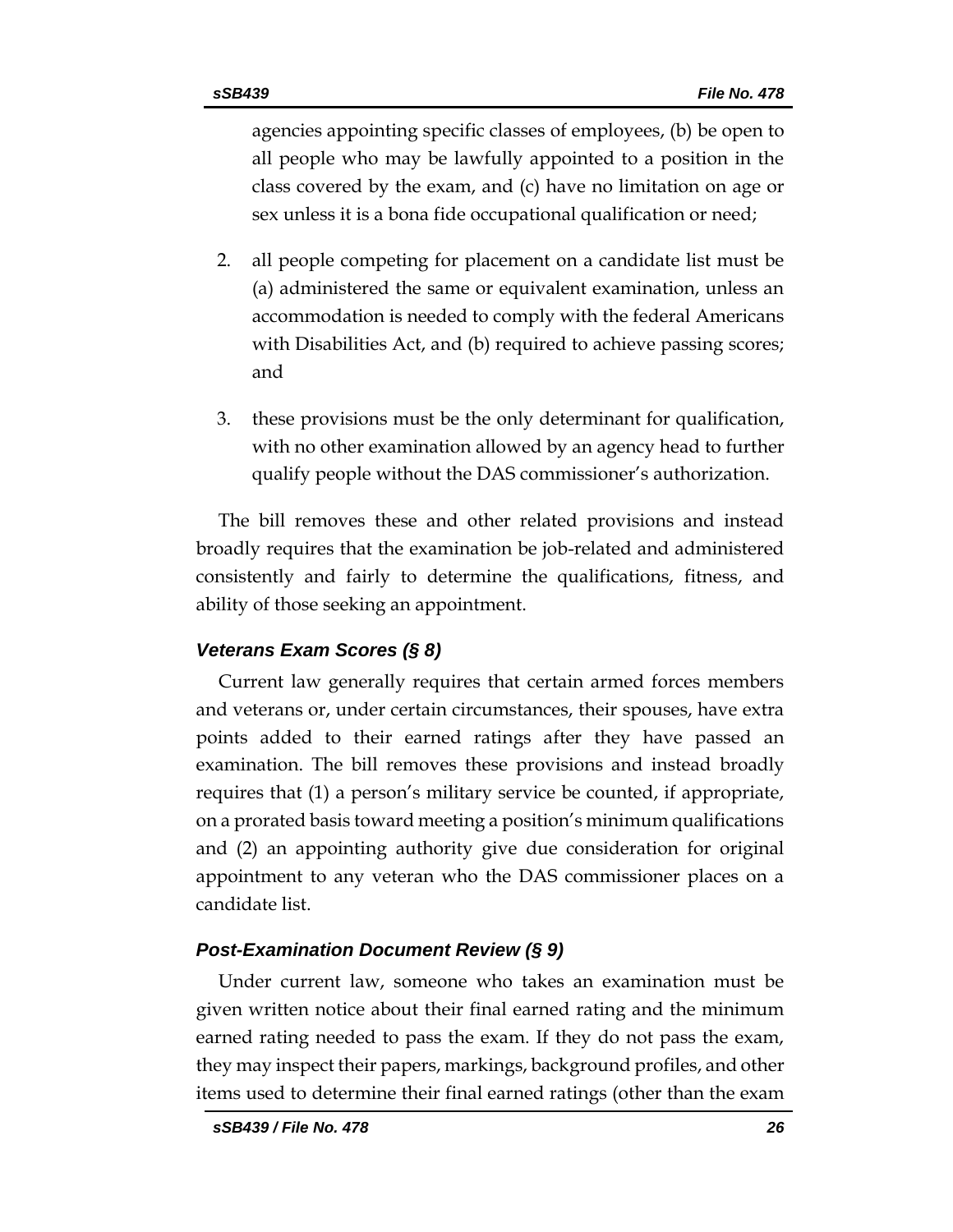agencies appointing specific classes of employees, (b) be open to all people who may be lawfully appointed to a position in the class covered by the exam, and (c) have no limitation on age or sex unless it is a bona fide occupational qualification or need;

2. all people competing for placement on a candidate list must be (a) administered the same or equivalent examination, unless an accommodation is needed to comply with the federal Americans with Disabilities Act, and (b) required to achieve passing scores; and

3. these provisions must be the only determinant for qualification, with no other examination allowed by an agency head to further qualify people without the DAS commissioner's authorization.

The bill removes these and other related provisions and instead broadly requires that the examination be job-related and administered consistently and fairly to determine the qualifications, fitness, and ability of those seeking an appointment.

### *Veterans Exam Scores (§ 8)*

Current law generally requires that certain armed forces members and veterans or, under certain circumstances, their spouses, have extra points added to their earned ratings after they have passed an examination. The bill removes these provisions and instead broadly requires that (1) a person's military service be counted, if appropriate, on a prorated basis toward meeting a position's minimum qualifications and (2) an appointing authority give due consideration for original appointment to any veteran who the DAS commissioner places on a candidate list.

### *Post-Examination Document Review (§ 9)*

Under current law, someone who takes an examination must be given written notice about their final earned rating and the minimum earned rating needed to pass the exam. If they do not pass the exam, they may inspect their papers, markings, background profiles, and other items used to determine their final earned ratings (other than the exam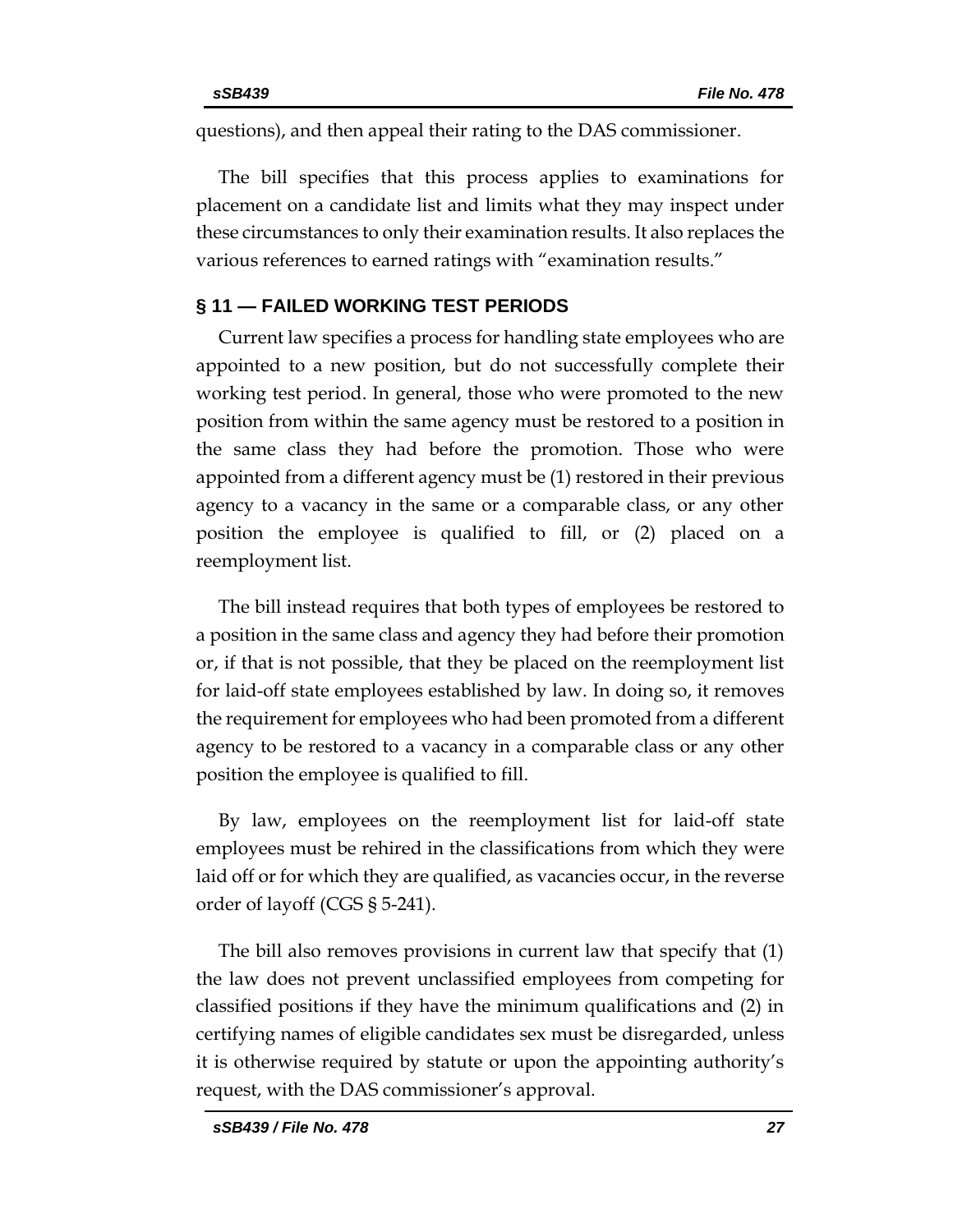questions), and then appeal their rating to the DAS commissioner.

The bill specifies that this process applies to examinations for placement on a candidate list and limits what they may inspect under these circumstances to only their examination results. It also replaces the various references to earned ratings with "examination results."

## § 11 — FAILED WORKING TEST PERIODS

Current law specifies a process for handling state employees who are appointed to a new position, but do not successfully complete their working test period. In general, those who were promoted to the new position from within the same agency must be restored to a position in the same class they had before the promotion. Those who were appointed from a different agency must be (1) restored in their previous agency to a vacancy in the same or a comparable class, or any other position the employee is qualified to fill, or (2) placed on a reemployment list.

The bill instead requires that both types of employees be restored to a position in the same class and agency they had before their promotion or, if that is not possible, that they be placed on the reemployment list for laid-off state employees established by law. In doing so, it removes the requirement for employees who had been promoted from a different agency to be restored to a vacancy in a comparable class or any other position the employee is qualified to fill.

By law, employees on the reemployment list for laid-off state employees must be rehired in the classifications from which they were laid off or for which they are qualified, as vacancies occur, in the reverse order of layoff (CGS § 5-241).

The bill also removes provisions in current law that specify that (1) the law does not prevent unclassified employees from competing for classified positions if they have the minimum qualifications and (2) in certifying names of eligible candidates sex must be disregarded, unless it is otherwise required by statute or upon the appointing authority's request, with the DAS commissioner's approval.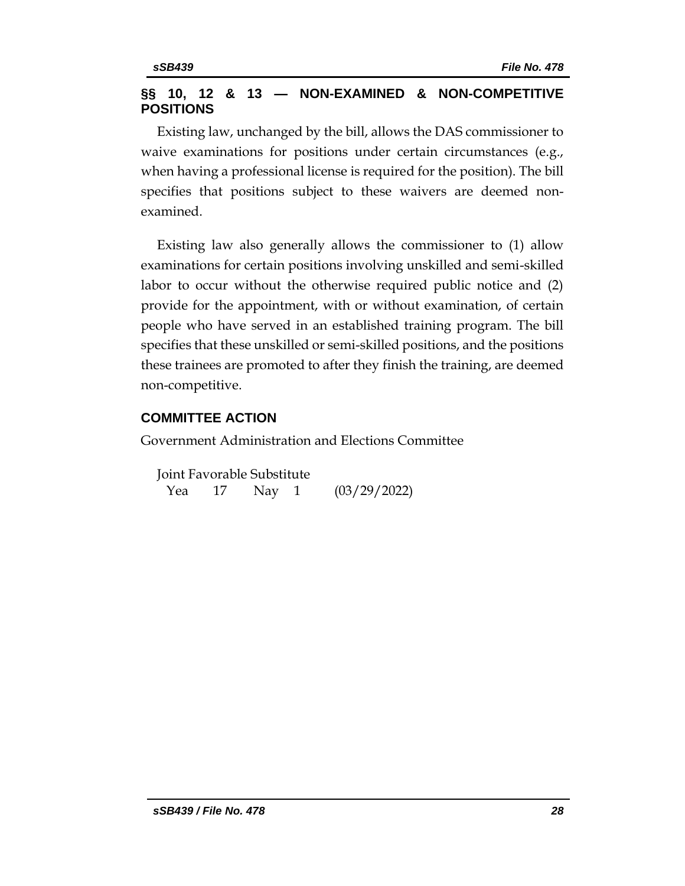## §§ 10, 12 & 13 — NON-EXAMINED & NON-COMPETITIVE POSITIONS

Existing law, unchanged by the bill, allows the DAS commissioner to waive examinations for positions under certain circumstances (e.g., when having a professional license is required for the position). The bill specifies that positions subject to these waivers are deemed non-examined.

Existing law also generally allows the commissioner to (1) allow examinations for certain positions involving unskilled and semi-skilled labor to occur without the otherwise required public notice and (2) provide for the appointment, with or without examination, of certain people who have served in an established training program. The bill specifies that these unskilled or semi-skilled positions, and the positions these trainees are promoted to after they finish the training, are deemed non-competitive.

## COMMITTEE ACTION

Government Administration and Elections Committee

Joint Favorable Substitute
Yea 17 Nay 1 (03/29/2022)